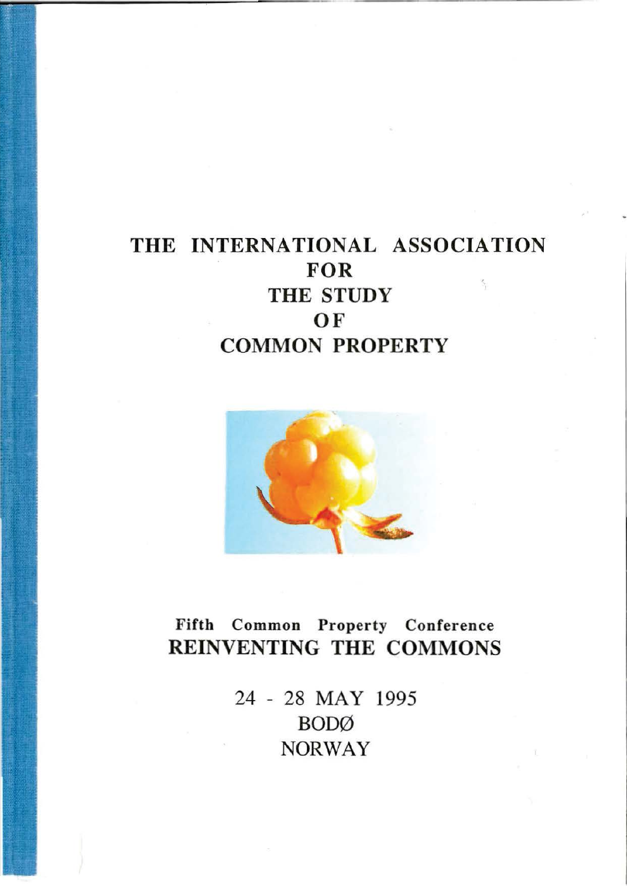# THE INTERNATIONAL ASSOCIATION FOR THE STUDY OF COMMON PROPERTY

**Fifth Common Property Conference**

## REINVENTING THE COMMONS

24 - 28 MAY 1995

BODØ

NORWAY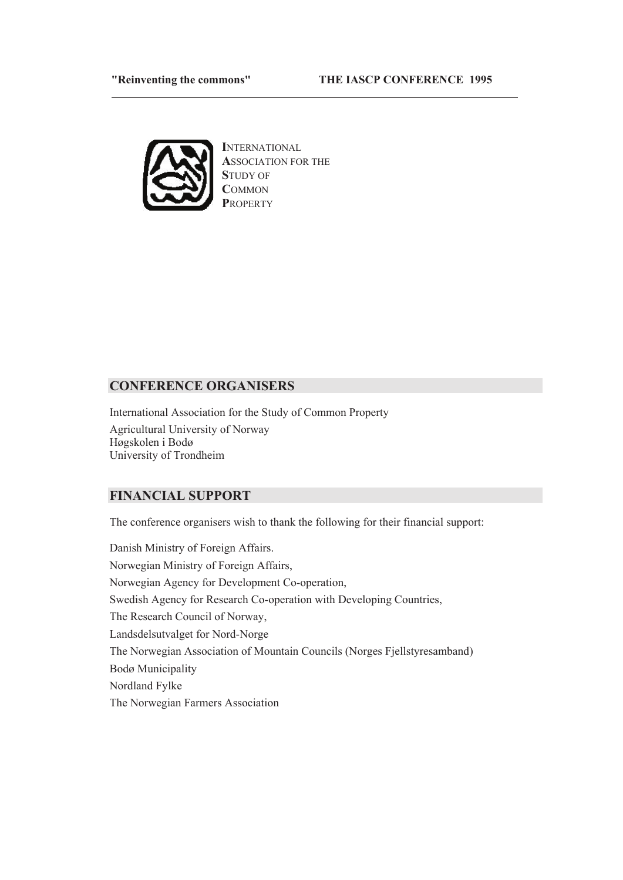INTERNATIONAL
ASSOCIATION FOR THE
STUDY OF
COMMON
PROPERTY

## CONFERENCE ORGANISERS

International Association for the Study of Common Property
Agricultural University of Norway
Høgskolen i Bodø
University of Trondheim

## FINANCIAL SUPPORT

The conference organisers wish to thank the following for their financial support:

Danish Ministry of Foreign Affairs.
Norwegian Ministry of Foreign Affairs,
Norwegian Agency for Development Co-operation,
Swedish Agency for Research Co-operation with Developing Countries,
The Research Council of Norway,
Landsdelsutvalget for Nord-Norge
The Norwegian Association of Mountain Councils (Norges Fjellstyresamband)
Bodø Municipality
Nordland Fylke
The Norwegian Farmers Association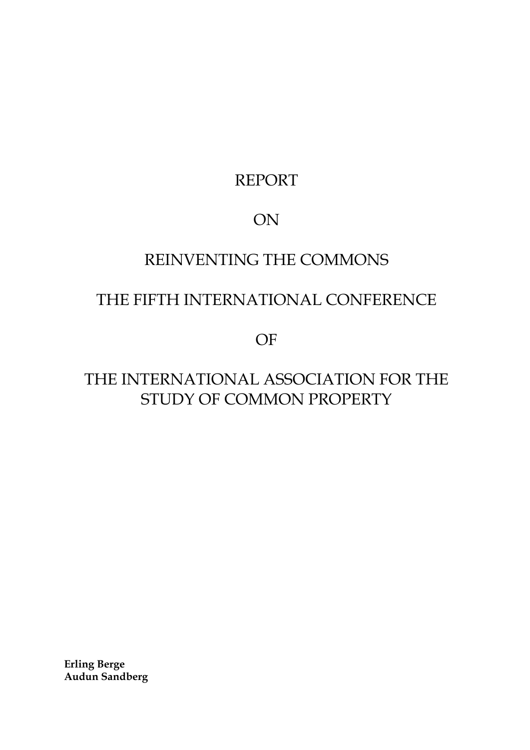# REPORT

# ON

# REINVENTING THE COMMONS

# THE FIFTH INTERNATIONAL CONFERENCE

# OF

# THE INTERNATIONAL ASSOCIATION FOR THE STUDY OF COMMON PROPERTY

**Erling Berge**
**Audun Sandberg**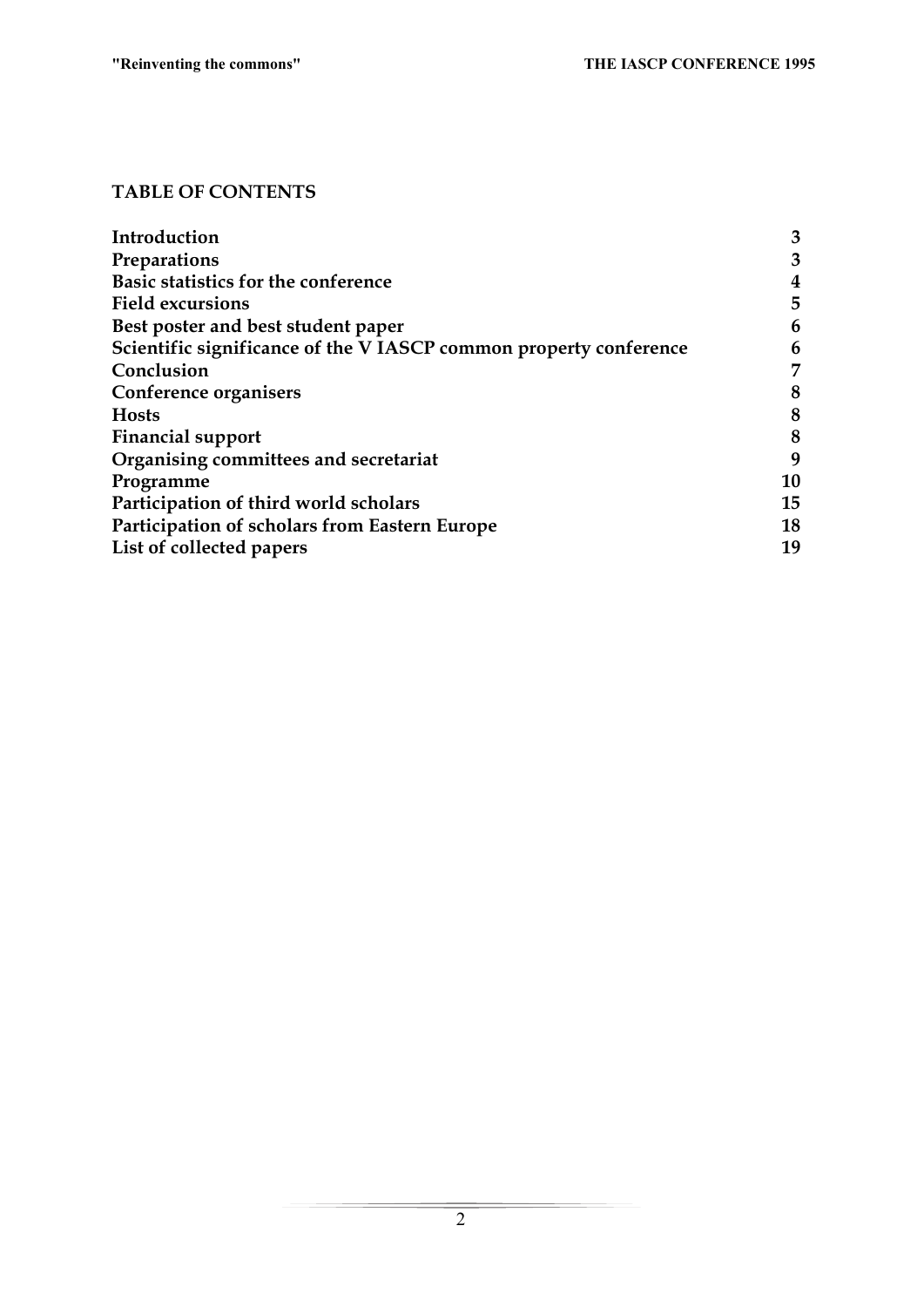**TABLE OF CONTENTS**

| | |
|---|---|
| **Introduction** | **3** |
| **Preparations** | **3** |
| **Basic statistics for the conference** | **4** |
| **Field excursions** | **5** |
| **Best poster and best student paper** | **6** |
| **Scientific significance of the V IASCP common property conference** | **6** |
| **Conclusion** | **7** |
| **Conference organisers** | **8** |
| **Hosts** | **8** |
| **Financial support** | **8** |
| **Organising committees and secretariat** | **9** |
| **Programme** | **10** |
| **Participation of third world scholars** | **15** |
| **Participation of scholars from Eastern Europe** | **18** |
| **List of collected papers** | **19** |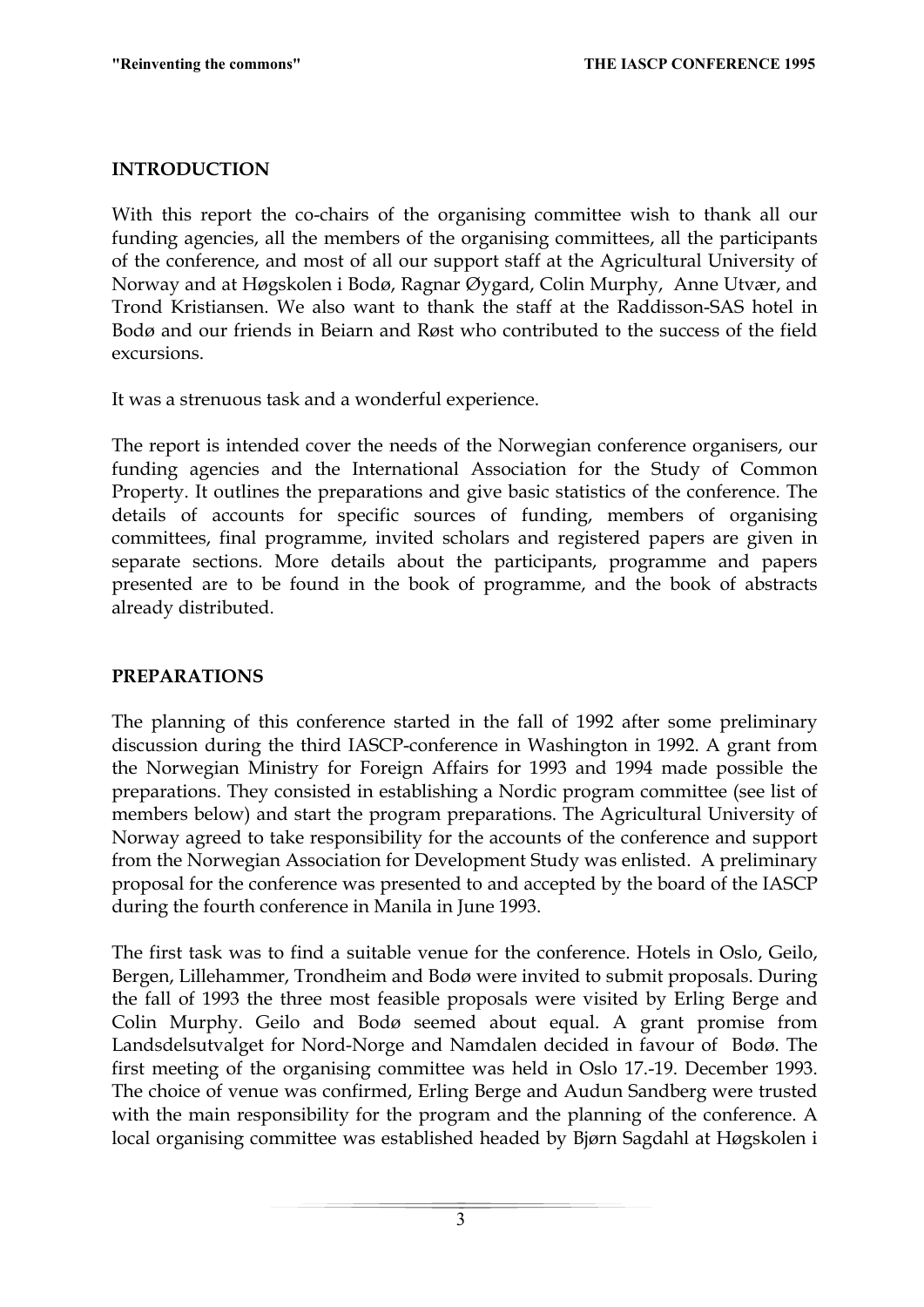## INTRODUCTION

With this report the co-chairs of the organising committee wish to thank all our funding agencies, all the members of the organising committees, all the participants of the conference, and most of all our support staff at the Agricultural University of Norway and at Høgskolen i Bodø, Ragnar Øygard, Colin Murphy, Anne Utvær, and Trond Kristiansen. We also want to thank the staff at the Raddisson-SAS hotel in Bodø and our friends in Beiarn and Røst who contributed to the success of the field excursions.

It was a strenuous task and a wonderful experience.

The report is intended cover the needs of the Norwegian conference organisers, our funding agencies and the International Association for the Study of Common Property. It outlines the preparations and give basic statistics of the conference. The details of accounts for specific sources of funding, members of organising committees, final programme, invited scholars and registered papers are given in separate sections. More details about the participants, programme and papers presented are to be found in the book of programme, and the book of abstracts already distributed.

## PREPARATIONS

The planning of this conference started in the fall of 1992 after some preliminary discussion during the third IASCP-conference in Washington in 1992. A grant from the Norwegian Ministry for Foreign Affairs for 1993 and 1994 made possible the preparations. They consisted in establishing a Nordic program committee (see list of members below) and start the program preparations. The Agricultural University of Norway agreed to take responsibility for the accounts of the conference and support from the Norwegian Association for Development Study was enlisted. A preliminary proposal for the conference was presented to and accepted by the board of the IASCP during the fourth conference in Manila in June 1993.

The first task was to find a suitable venue for the conference. Hotels in Oslo, Geilo, Bergen, Lillehammer, Trondheim and Bodø were invited to submit proposals. During the fall of 1993 the three most feasible proposals were visited by Erling Berge and Colin Murphy. Geilo and Bodø seemed about equal. A grant promise from Landsdelsutvalget for Nord-Norge and Namdalen decided in favour of Bodø. The first meeting of the organising committee was held in Oslo 17.-19. December 1993. The choice of venue was confirmed, Erling Berge and Audun Sandberg were trusted with the main responsibility for the program and the planning of the conference. A local organising committee was established headed by Bjørn Sagdahl at Høgskolen i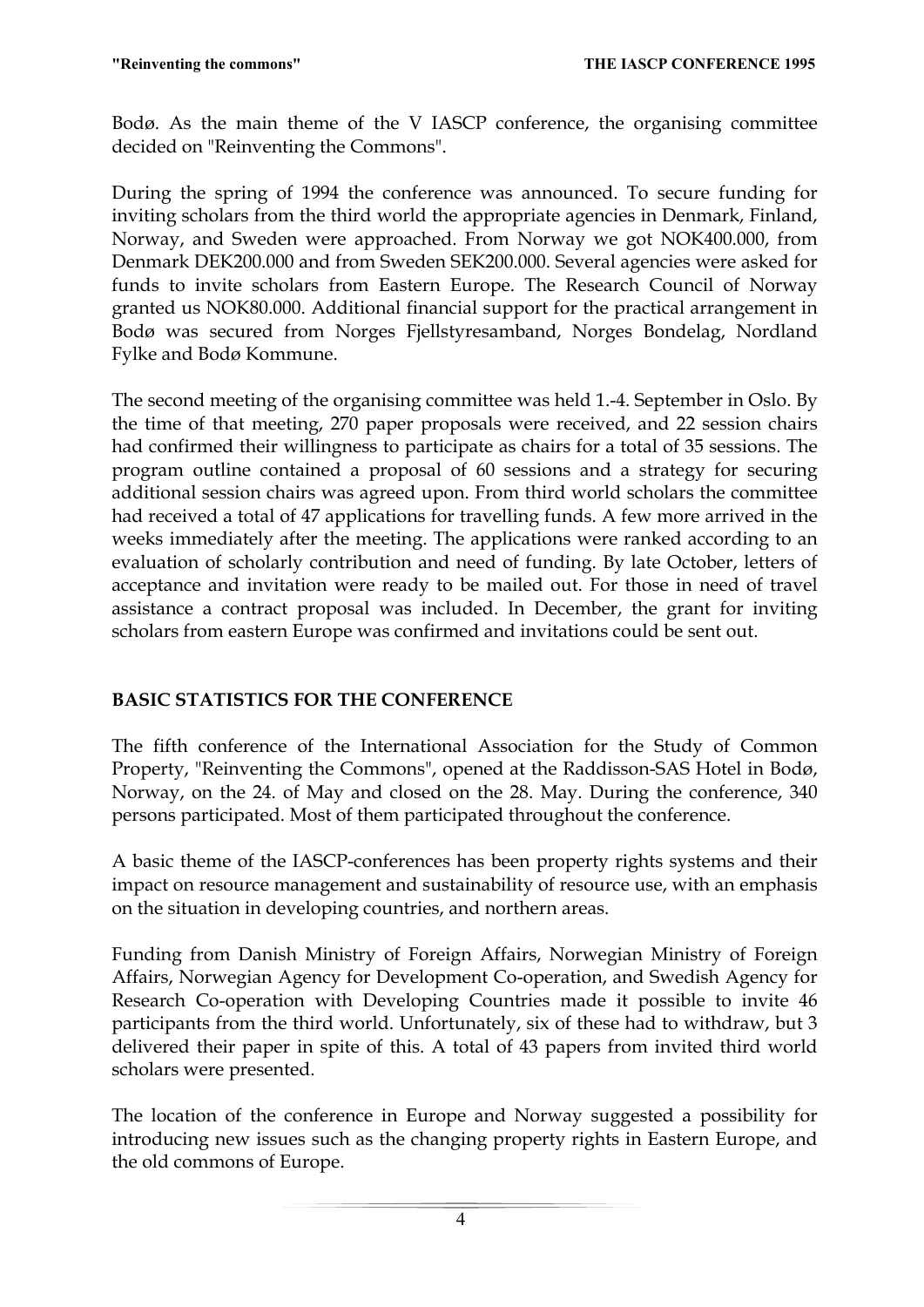Bodø. As the main theme of the V IASCP conference, the organising committee decided on "Reinventing the Commons".

During the spring of 1994 the conference was announced. To secure funding for inviting scholars from the third world the appropriate agencies in Denmark, Finland, Norway, and Sweden were approached. From Norway we got NOK400.000, from Denmark DEK200.000 and from Sweden SEK200.000. Several agencies were asked for funds to invite scholars from Eastern Europe. The Research Council of Norway granted us NOK80.000. Additional financial support for the practical arrangement in Bodø was secured from Norges Fjellstyresamband, Norges Bondelag, Nordland Fylke and Bodø Kommune.

The second meeting of the organising committee was held 1.-4. September in Oslo. By the time of that meeting, 270 paper proposals were received, and 22 session chairs had confirmed their willingness to participate as chairs for a total of 35 sessions. The program outline contained a proposal of 60 sessions and a strategy for securing additional session chairs was agreed upon. From third world scholars the committee had received a total of 47 applications for travelling funds. A few more arrived in the weeks immediately after the meeting. The applications were ranked according to an evaluation of scholarly contribution and need of funding. By late October, letters of acceptance and invitation were ready to be mailed out. For those in need of travel assistance a contract proposal was included. In December, the grant for inviting scholars from eastern Europe was confirmed and invitations could be sent out.

## BASIC STATISTICS FOR THE CONFERENCE

The fifth conference of the International Association for the Study of Common Property, "Reinventing the Commons", opened at the Raddisson-SAS Hotel in Bodø, Norway, on the 24. of May and closed on the 28. May. During the conference, 340 persons participated. Most of them participated throughout the conference.

A basic theme of the IASCP-conferences has been property rights systems and their impact on resource management and sustainability of resource use, with an emphasis on the situation in developing countries, and northern areas.

Funding from Danish Ministry of Foreign Affairs, Norwegian Ministry of Foreign Affairs, Norwegian Agency for Development Co-operation, and Swedish Agency for Research Co-operation with Developing Countries made it possible to invite 46 participants from the third world. Unfortunately, six of these had to withdraw, but 3 delivered their paper in spite of this. A total of 43 papers from invited third world scholars were presented.

The location of the conference in Europe and Norway suggested a possibility for introducing new issues such as the changing property rights in Eastern Europe, and the old commons of Europe.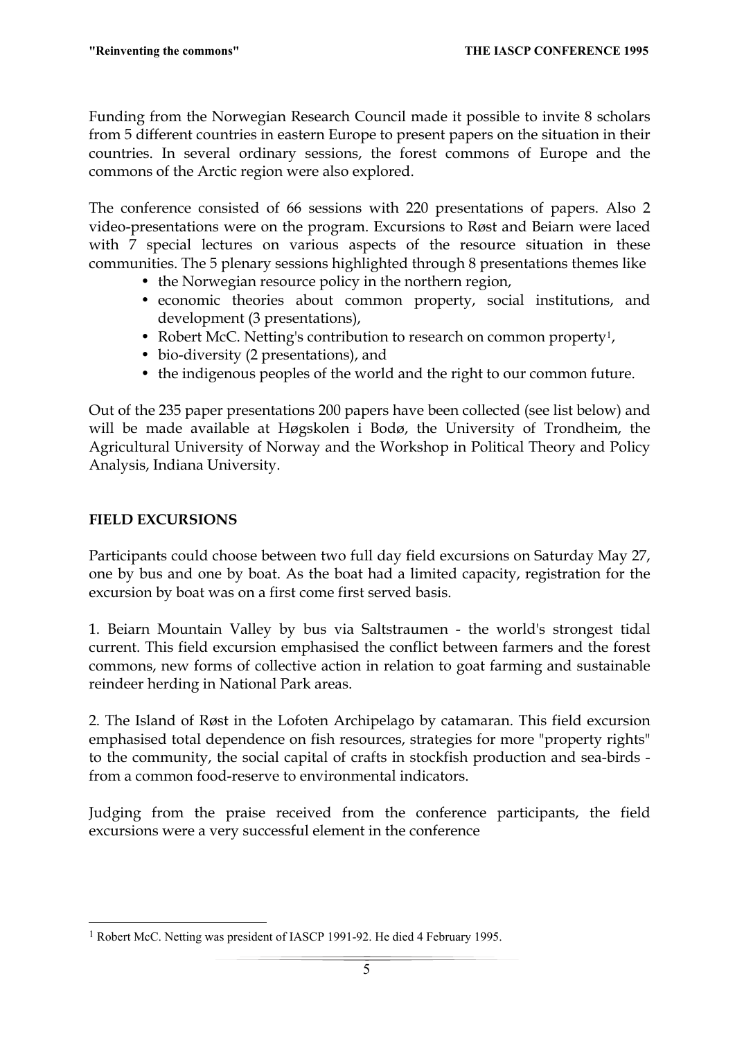Funding from the Norwegian Research Council made it possible to invite 8 scholars from 5 different countries in eastern Europe to present papers on the situation in their countries. In several ordinary sessions, the forest commons of Europe and the commons of the Arctic region were also explored.

The conference consisted of 66 sessions with 220 presentations of papers. Also 2 video-presentations were on the program. Excursions to Røst and Beiarn were laced with 7 special lectures on various aspects of the resource situation in these communities. The 5 plenary sessions highlighted through 8 presentations themes like

- the Norwegian resource policy in the northern region,
- economic theories about common property, social institutions, and development (3 presentations),
- Robert McC. Netting's contribution to research on common property[1],
- bio-diversity (2 presentations), and
- the indigenous peoples of the world and the right to our common future.

Out of the 235 paper presentations 200 papers have been collected (see list below) and will be made available at Høgskolen i Bodø, the University of Trondheim, the Agricultural University of Norway and the Workshop in Political Theory and Policy Analysis, Indiana University.

## FIELD EXCURSIONS

Participants could choose between two full day field excursions on Saturday May 27, one by bus and one by boat. As the boat had a limited capacity, registration for the excursion by boat was on a first come first served basis.

1. Beiarn Mountain Valley by bus via Saltstraumen - the world's strongest tidal current. This field excursion emphasised the conflict between farmers and the forest commons, new forms of collective action in relation to goat farming and sustainable reindeer herding in National Park areas.

2. The Island of Røst in the Lofoten Archipelago by catamaran. This field excursion emphasised total dependence on fish resources, strategies for more "property rights" to the community, the social capital of crafts in stockfish production and sea-birds - from a common food-reserve to environmental indicators.

Judging from the praise received from the conference participants, the field excursions were a very successful element in the conference

[1] Robert McC. Netting was president of IASCP 1991-92. He died 4 February 1995.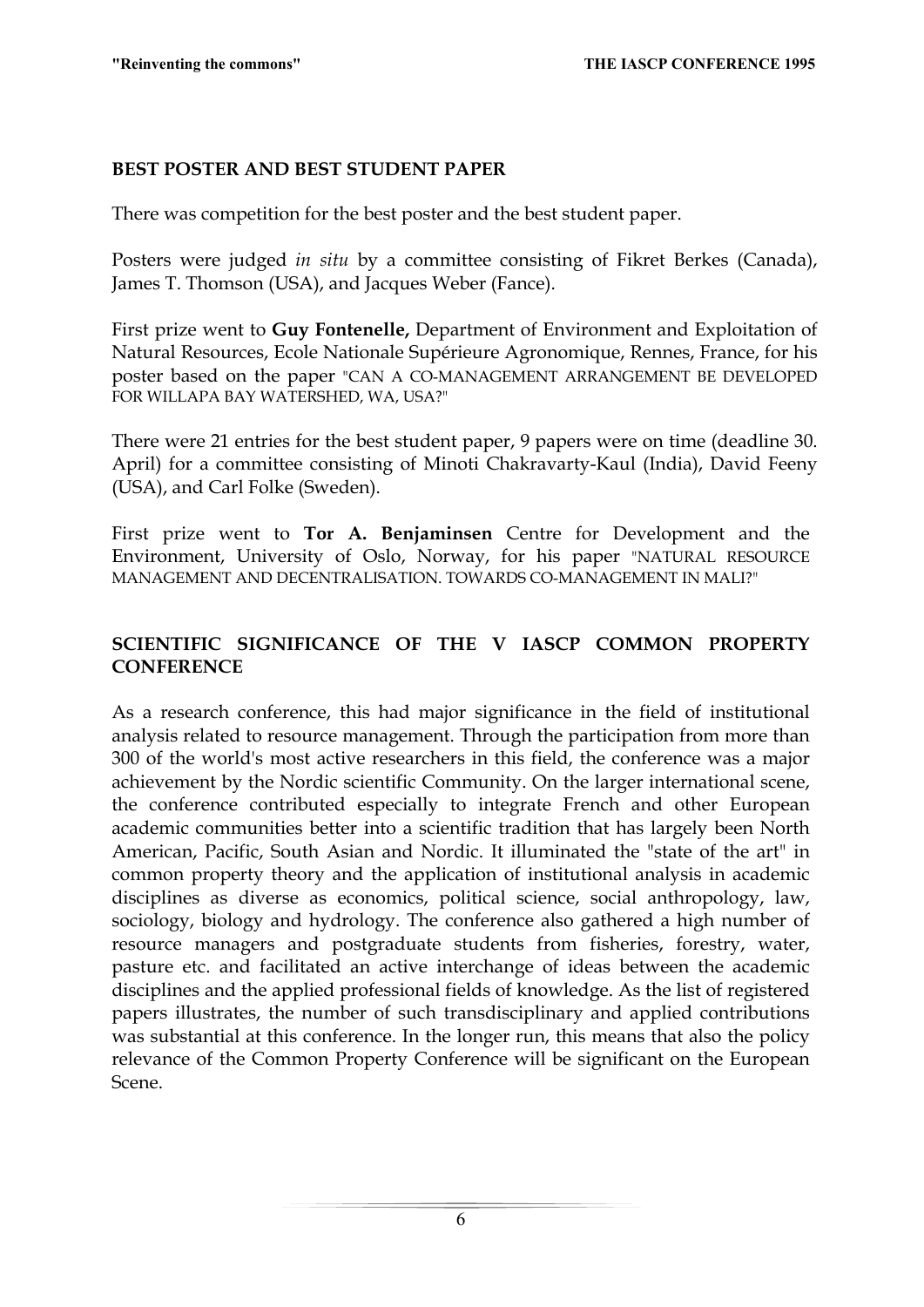## BEST POSTER AND BEST STUDENT PAPER

There was competition for the best poster and the best student paper.

Posters were judged *in situ* by a committee consisting of Fikret Berkes (Canada), James T. Thomson (USA), and Jacques Weber (Fance).

First prize went to **Guy Fontenelle,** Department of Environment and Exploitation of Natural Resources, Ecole Nationale Supérieure Agronomique, Rennes, France, for his poster based on the paper "CAN A CO-MANAGEMENT ARRANGEMENT BE DEVELOPED FOR WILLAPA BAY WATERSHED, WA, USA?"

There were 21 entries for the best student paper, 9 papers were on time (deadline 30. April) for a committee consisting of Minoti Chakravarty-Kaul (India), David Feeny (USA), and Carl Folke (Sweden).

First prize went to **Tor A. Benjaminsen** Centre for Development and the Environment, University of Oslo, Norway, for his paper "NATURAL RESOURCE MANAGEMENT AND DECENTRALISATION. TOWARDS CO-MANAGEMENT IN MALI?"

## SCIENTIFIC SIGNIFICANCE OF THE V IASCP COMMON PROPERTY CONFERENCE

As a research conference, this had major significance in the field of institutional analysis related to resource management. Through the participation from more than 300 of the world's most active researchers in this field, the conference was a major achievement by the Nordic scientific Community. On the larger international scene, the conference contributed especially to integrate French and other European academic communities better into a scientific tradition that has largely been North American, Pacific, South Asian and Nordic. It illuminated the "state of the art" in common property theory and the application of institutional analysis in academic disciplines as diverse as economics, political science, social anthropology, law, sociology, biology and hydrology. The conference also gathered a high number of resource managers and postgraduate students from fisheries, forestry, water, pasture etc. and facilitated an active interchange of ideas between the academic disciplines and the applied professional fields of knowledge. As the list of registered papers illustrates, the number of such transdisciplinary and applied contributions was substantial at this conference. In the longer run, this means that also the policy relevance of the Common Property Conference will be significant on the European Scene.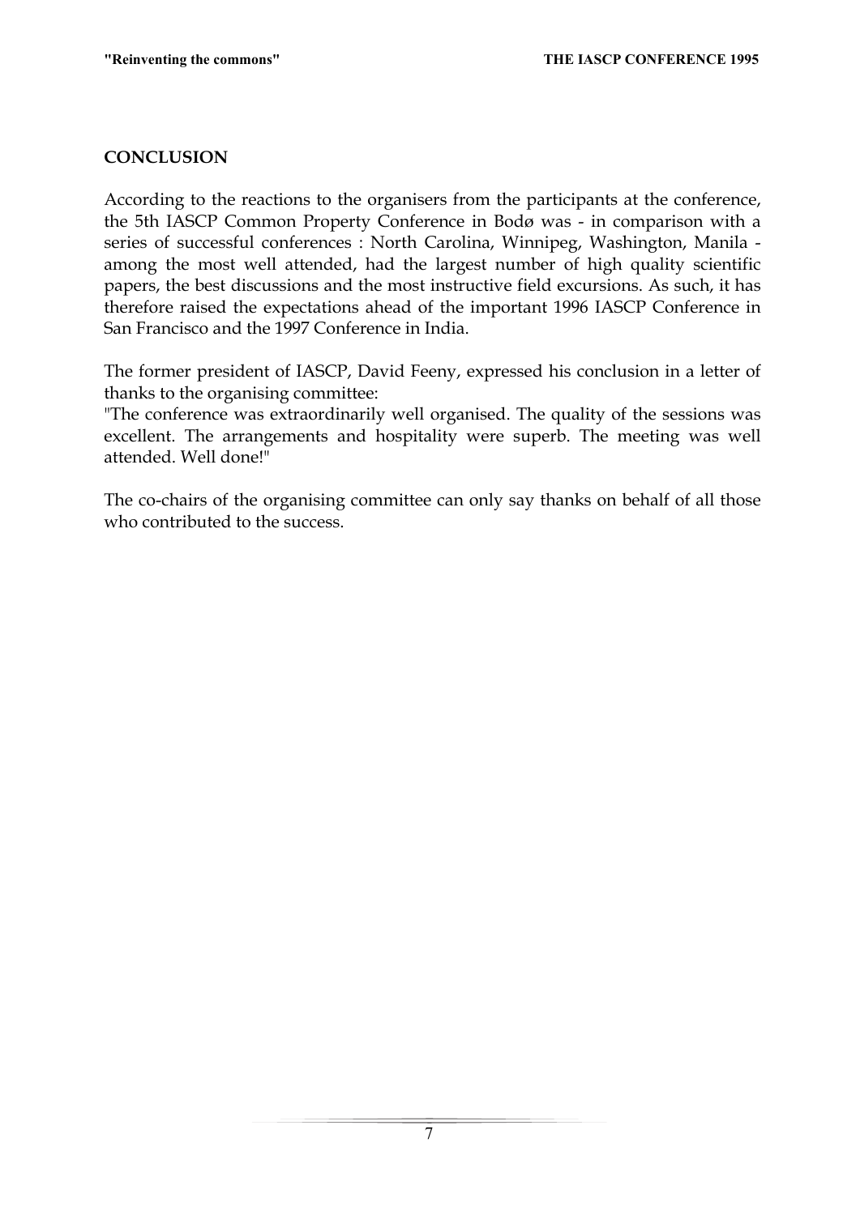## CONCLUSION

According to the reactions to the organisers from the participants at the conference, the 5th IASCP Common Property Conference in Bodø was - in comparison with a series of successful conferences : North Carolina, Winnipeg, Washington, Manila - among the most well attended, had the largest number of high quality scientific papers, the best discussions and the most instructive field excursions. As such, it has therefore raised the expectations ahead of the important 1996 IASCP Conference in San Francisco and the 1997 Conference in India.

The former president of IASCP, David Feeny, expressed his conclusion in a letter of thanks to the organising committee:
"The conference was extraordinarily well organised. The quality of the sessions was excellent. The arrangements and hospitality were superb. The meeting was well attended. Well done!"

The co-chairs of the organising committee can only say thanks on behalf of all those who contributed to the success.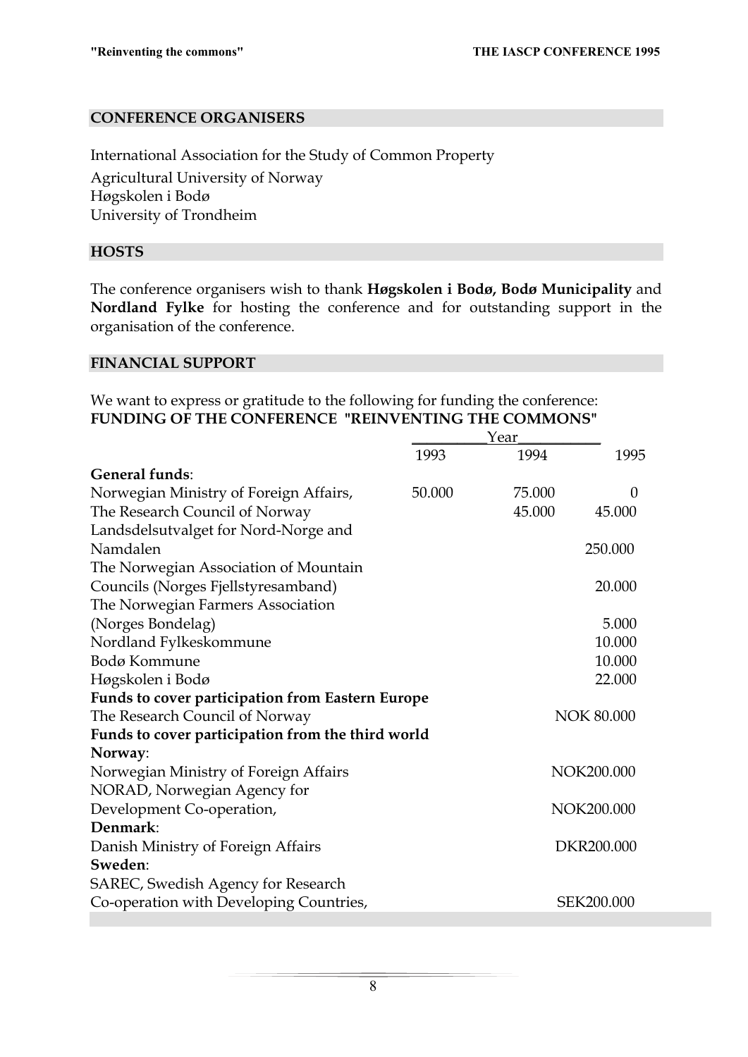## CONFERENCE ORGANISERS

International Association for the Study of Common Property
Agricultural University of Norway
Høgskolen i Bodø
University of Trondheim

## HOSTS

The conference organisers wish to thank **Høgskolen i Bodø, Bodø Municipality** and **Nordland Fylke** for hosting the conference and for outstanding support in the organisation of the conference.

## FINANCIAL SUPPORT

We want to express or gratitude to the following for funding the conference:

**FUNDING OF THE CONFERENCE "REINVENTING THE COMMONS"**

| | Year | | |
|---|---|---|---|
| | 1993 | 1994 | 1995 |
| **General funds**: | | | |
| Norwegian Ministry of Foreign Affairs, | 50.000 | 75.000 | 0 |
| The Research Council of Norway | | 45.000 | 45.000 |
| Landsdelsutvalget for Nord-Norge and Namdalen | | | 250.000 |
| The Norwegian Association of Mountain Councils (Norges Fjellstyresamband) | | | 20.000 |
| The Norwegian Farmers Association (Norges Bondelag) | | | 5.000 |
| Nordland Fylkeskommune | | | 10.000 |
| Bodø Kommune | | | 10.000 |
| Høgskolen i Bodø | | | 22.000 |
| **Funds to cover participation from Eastern Europe** | | | |
| The Research Council of Norway | | | NOK 80.000 |
| **Funds to cover participation from the third world** | | | |
| **Norway**: | | | |
| Norwegian Ministry of Foreign Affairs | | | NOK200.000 |
| NORAD, Norwegian Agency for Development Co-operation, | | | NOK200.000 |
| **Denmark**: | | | |
| Danish Ministry of Foreign Affairs | | | DKR200.000 |
| **Sweden**: | | | |
| SAREC, Swedish Agency for Research Co-operation with Developing Countries, | | | SEK200.000 |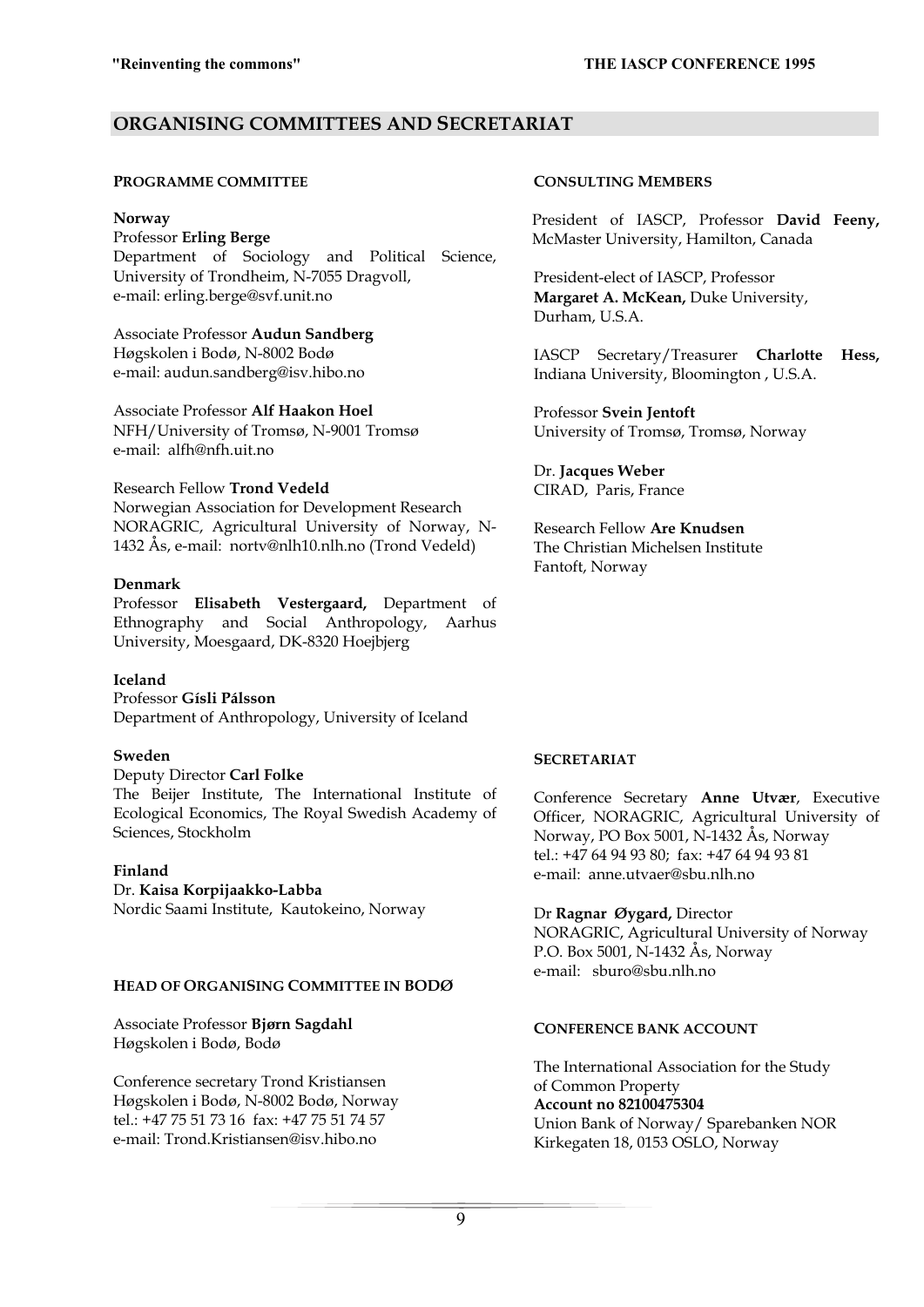## ORGANISING COMMITTEES AND SECRETARIAT

### PROGRAMME COMMITTEE

**Norway**

Professor **Erling Berge**
Department of Sociology and Political Science, University of Trondheim, N-7055 Dragvoll,
e-mail: erling.berge@svf.unit.no

Associate Professor **Audun Sandberg**
Høgskolen i Bodø, N-8002 Bodø
e-mail: audun.sandberg@isv.hibo.no

Associate Professor **Alf Haakon Hoel**
NFH/University of Tromsø, N-9001 Tromsø
e-mail: alfh@nfh.uit.no

Research Fellow **Trond Vedeld**
Norwegian Association for Development Research NORAGRIC, Agricultural University of Norway, N-1432 Ås, e-mail: nortv@nlh10.nlh.no (Trond Vedeld)

**Denmark**

Professor **Elisabeth Vestergaard,** Department of Ethnography and Social Anthropology, Aarhus University, Moesgaard, DK-8320 Hoejbjerg

**Iceland**

Professor **Gísli Pálsson**
Department of Anthropology, University of Iceland

**Sweden**

Deputy Director **Carl Folke**
The Beijer Institute, The International Institute of Ecological Economics, The Royal Swedish Academy of Sciences, Stockholm

**Finland**

Dr. **Kaisa Korpijaakko-Labba**
Nordic Saami Institute, Kautokeino, Norway

### HEAD OF ORGANISING COMMITTEE IN BODØ

Associate Professor **Bjørn Sagdahl**
Høgskolen i Bodø, Bodø

Conference secretary Trond Kristiansen
Høgskolen i Bodø, N-8002 Bodø, Norway
tel.: +47 75 51 73 16 fax: +47 75 51 74 57
e-mail: Trond.Kristiansen@isv.hibo.no

### CONSULTING MEMBERS

President of IASCP, Professor **David Feeny,** McMaster University, Hamilton, Canada

President-elect of IASCP, Professor **Margaret A. McKean,** Duke University, Durham, U.S.A.

IASCP Secretary/Treasurer **Charlotte Hess,** Indiana University, Bloomington , U.S.A.

Professor **Svein Jentoft**
University of Tromsø, Tromsø, Norway

Dr. **Jacques Weber**
CIRAD, Paris, France

Research Fellow **Are Knudsen**
The Christian Michelsen Institute
Fantoft, Norway

### SECRETARIAT

Conference Secretary **Anne Utvær**, Executive Officer, NORAGRIC, Agricultural University of Norway, PO Box 5001, N-1432 Ås, Norway
tel.: +47 64 94 93 80; fax: +47 64 94 93 81
e-mail: anne.utvaer@sbu.nlh.no

Dr **Ragnar Øygard,** Director
NORAGRIC, Agricultural University of Norway
P.O. Box 5001, N-1432 Ås, Norway
e-mail: sburo@sbu.nlh.no

### CONFERENCE BANK ACCOUNT

The International Association for the Study of Common Property
**Account no 82100475304**
Union Bank of Norway/ Sparebanken NOR
Kirkegaten 18, 0153 OSLO, Norway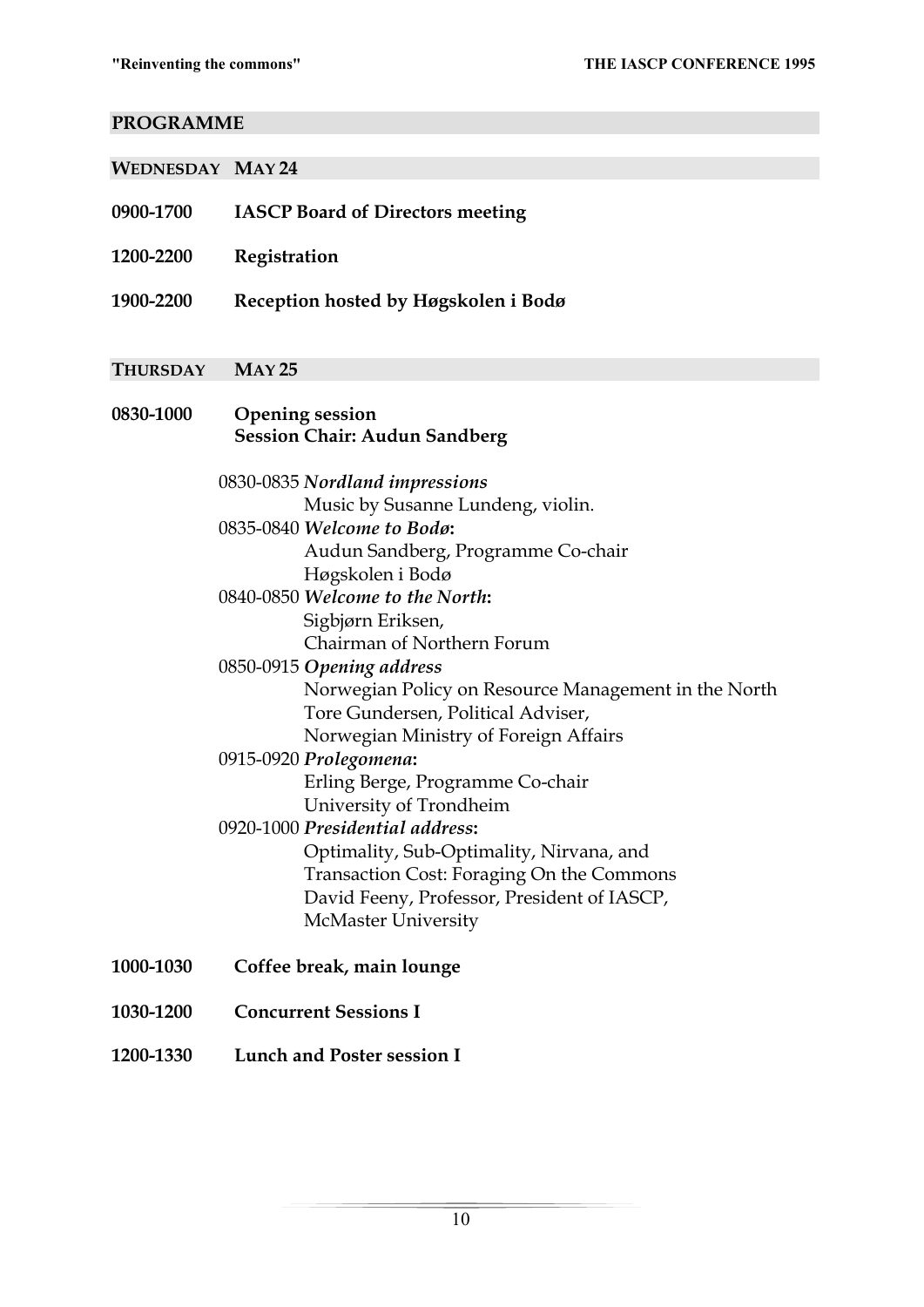## PROGRAMME

### WEDNESDAY MAY 24

**0900-1700** **IASCP Board of Directors meeting**

**1200-2200** **Registration**

**1900-2200** **Reception hosted by Høgskolen i Bodø**

### THURSDAY MAY 25

**0830-1000** **Opening session**
**Session Chair: Audun Sandberg**

0830-0835 ***Nordland impressions***
Music by Susanne Lundeng, violin.

0835-0840 ***Welcome to Bodø*:**
Audun Sandberg, Programme Co-chair
Høgskolen i Bodø

0840-0850 ***Welcome to the North*:**
Sigbjørn Eriksen,
Chairman of Northern Forum

0850-0915 ***Opening address***
Norwegian Policy on Resource Management in the North
Tore Gundersen, Political Adviser,
Norwegian Ministry of Foreign Affairs

0915-0920 ***Prolegomena*:**
Erling Berge, Programme Co-chair
University of Trondheim

0920-1000 ***Presidential address*:**
Optimality, Sub-Optimality, Nirvana, and
Transaction Cost: Foraging On the Commons
David Feeny, Professor, President of IASCP,
McMaster University

**1000-1030** **Coffee break, main lounge**

**1030-1200** **Concurrent Sessions I**

**1200-1330** **Lunch and Poster session I**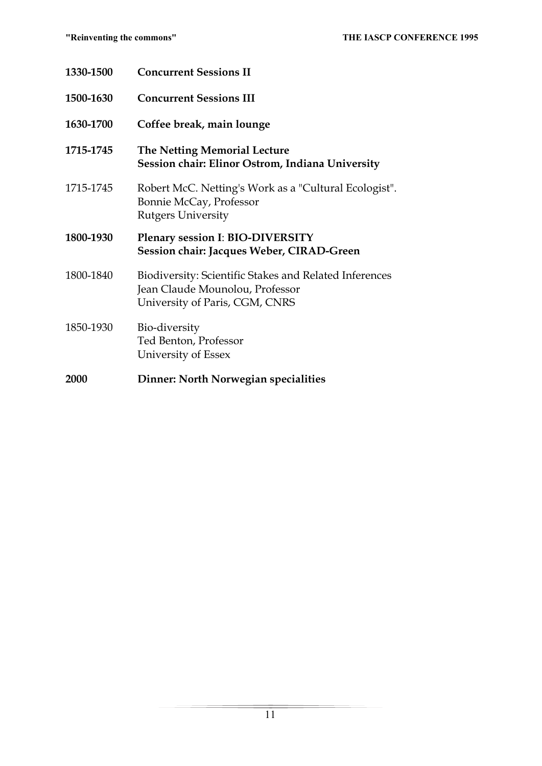**1330-1500** **Concurrent Sessions II**

**1500-1630** **Concurrent Sessions III**

**1630-1700** **Coffee break, main lounge**

**1715-1745** **The Netting Memorial Lecture**
**Session chair: Elinor Ostrom, Indiana University**

1715-1745 Robert McC. Netting's Work as a "Cultural Ecologist".
Bonnie McCay, Professor
Rutgers University

**1800-1930** **Plenary session I**: **BIO-DIVERSITY**
**Session chair: Jacques Weber, CIRAD-Green**

1800-1840 Biodiversity: Scientific Stakes and Related Inferences
Jean Claude Mounolou, Professor
University of Paris, CGM, CNRS

1850-1930 Bio-diversity
Ted Benton, Professor
University of Essex

**2000** **Dinner: North Norwegian specialities**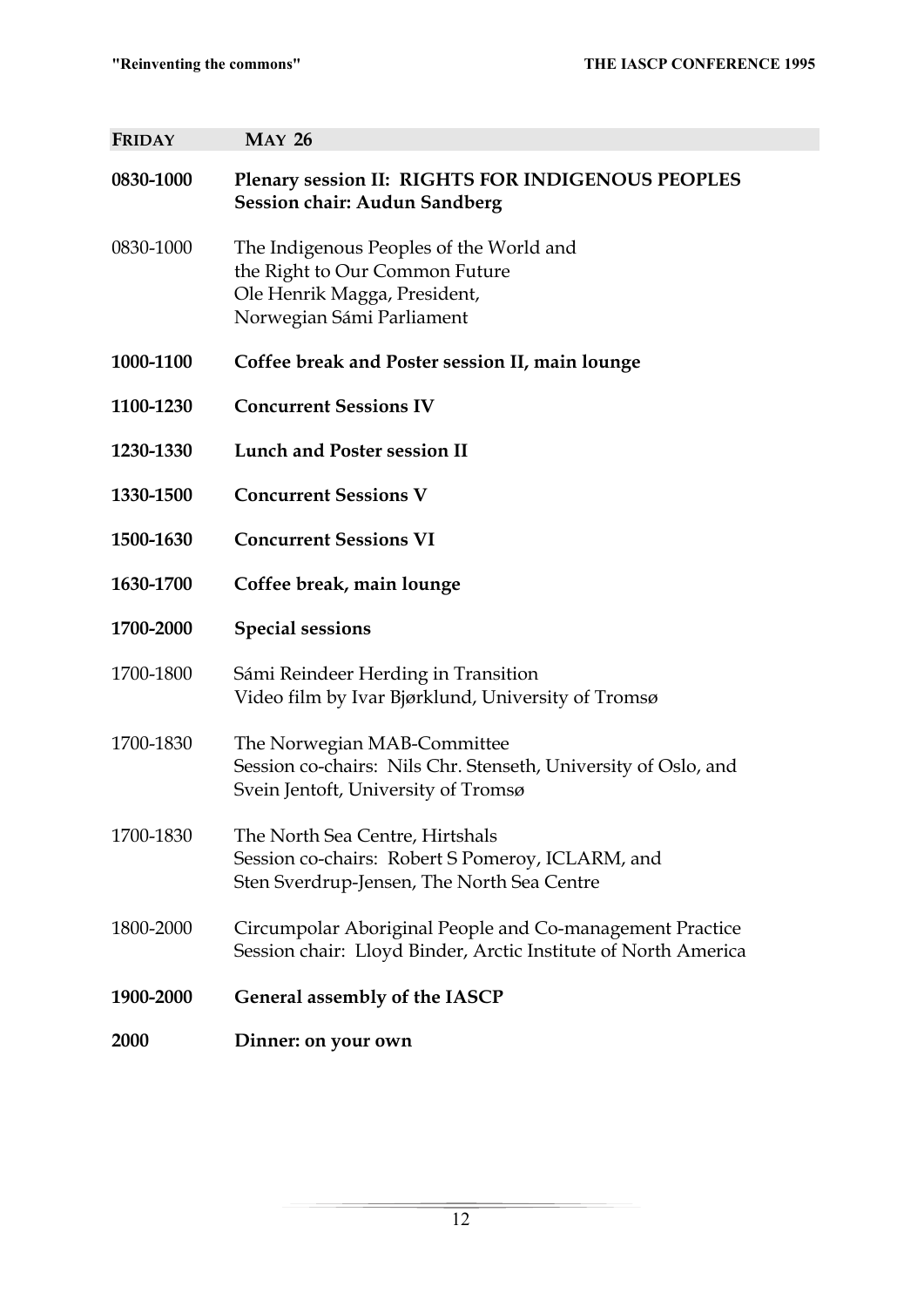| **FRIDAY** | **MAY 26** |
|---|---|
| **0830-1000** | **Plenary session II: RIGHTS FOR INDIGENOUS PEOPLES**<br>**Session chair: Audun Sandberg** |
| 0830-1000 | The Indigenous Peoples of the World and<br>the Right to Our Common Future<br>Ole Henrik Magga, President,<br>Norwegian Sámi Parliament |
| **1000-1100** | **Coffee break and Poster session II, main lounge** |
| **1100-1230** | **Concurrent Sessions IV** |
| **1230-1330** | **Lunch and Poster session II** |
| **1330-1500** | **Concurrent Sessions V** |
| **1500-1630** | **Concurrent Sessions VI** |
| **1630-1700** | **Coffee break, main lounge** |
| **1700-2000** | **Special sessions** |
| 1700-1800 | Sámi Reindeer Herding in Transition<br>Video film by Ivar Bjørklund, University of Tromsø |
| 1700-1830 | The Norwegian MAB-Committee<br>Session co-chairs: Nils Chr. Stenseth, University of Oslo, and<br>Svein Jentoft, University of Tromsø |
| 1700-1830 | The North Sea Centre, Hirtshals<br>Session co-chairs: Robert S Pomeroy, ICLARM, and<br>Sten Sverdrup-Jensen, The North Sea Centre |
| 1800-2000 | Circumpolar Aboriginal People and Co-management Practice<br>Session chair: Lloyd Binder, Arctic Institute of North America |
| **1900-2000** | **General assembly of the IASCP** |
| **2000** | **Dinner: on your own** |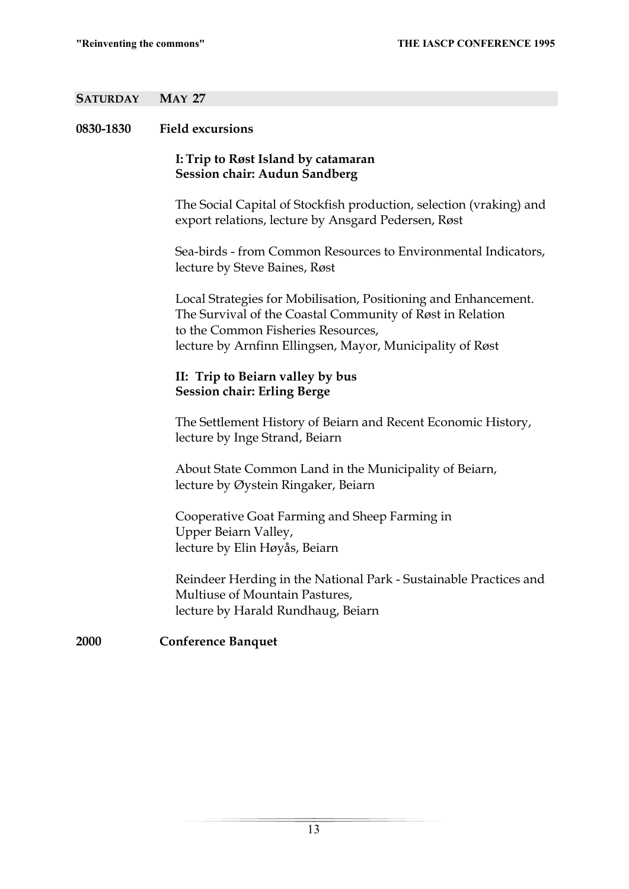## SATURDAY MAY 27

**0830-1830 Field excursions**

**I: Trip to Røst Island by catamaran**
**Session chair: Audun Sandberg**

The Social Capital of Stockfish production, selection (vraking) and export relations, lecture by Ansgard Pedersen, Røst

Sea-birds - from Common Resources to Environmental Indicators, lecture by Steve Baines, Røst

Local Strategies for Mobilisation, Positioning and Enhancement. The Survival of the Coastal Community of Røst in Relation to the Common Fisheries Resources,
lecture by Arnfinn Ellingsen, Mayor, Municipality of Røst

**II: Trip to Beiarn valley by bus**
**Session chair: Erling Berge**

The Settlement History of Beiarn and Recent Economic History, lecture by Inge Strand, Beiarn

About State Common Land in the Municipality of Beiarn, lecture by Øystein Ringaker, Beiarn

Cooperative Goat Farming and Sheep Farming in Upper Beiarn Valley,
lecture by Elin Høyås, Beiarn

Reindeer Herding in the National Park - Sustainable Practices and Multiuse of Mountain Pastures,
lecture by Harald Rundhaug, Beiarn

**2000 Conference Banquet**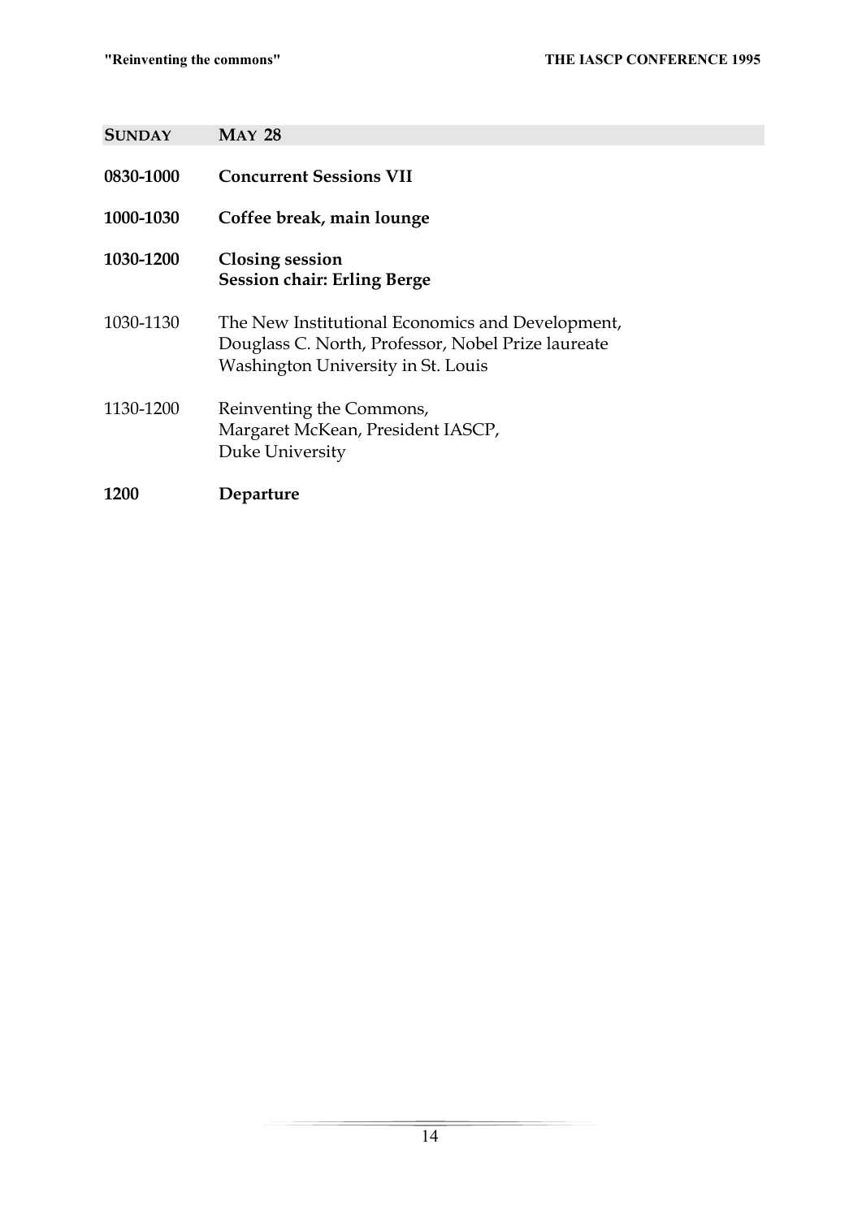| **SUNDAY** | **MAY 28** |
| --- | --- |
| **0830-1000** | **Concurrent Sessions VII** |
| **1000-1030** | **Coffee break, main lounge** |
| **1030-1200** | **Closing session**<br>**Session chair: Erling Berge** |
| 1030-1130 | The New Institutional Economics and Development,<br>Douglass C. North, Professor, Nobel Prize laureate<br>Washington University in St. Louis |
| 1130-1200 | Reinventing the Commons,<br>Margaret McKean, President IASCP,<br>Duke University |
| **1200** | **Departure** |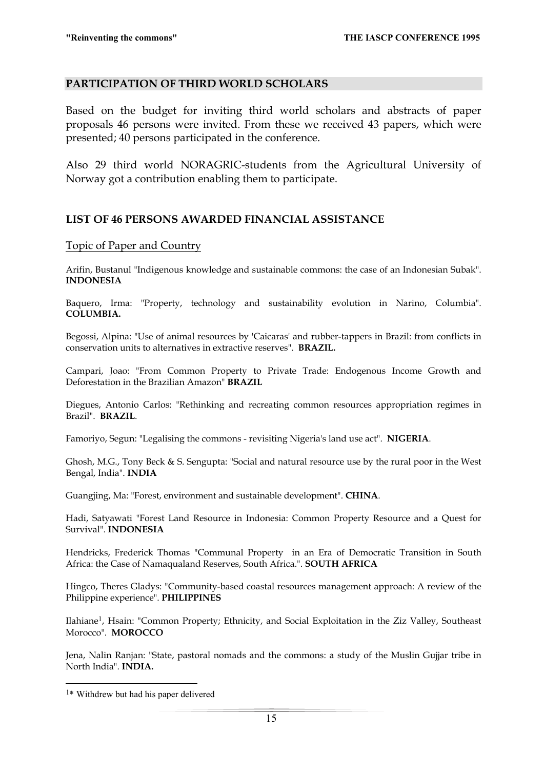## PARTICIPATION OF THIRD WORLD SCHOLARS

Based on the budget for inviting third world scholars and abstracts of paper proposals 46 persons were invited. From these we received 43 papers, which were presented; 40 persons participated in the conference.

Also 29 third world NORAGRIC-students from the Agricultural University of Norway got a contribution enabling them to participate.

### LIST OF 46 PERSONS AWARDED FINANCIAL ASSISTANCE

Topic of Paper and Country

Arifin, Bustanul "Indigenous knowledge and sustainable commons: the case of an Indonesian Subak". **INDONESIA**

Baquero, Irma: "Property, technology and sustainability evolution in Narino, Columbia". **COLUMBIA.**

Begossi, Alpina: "Use of animal resources by 'Caicaras' and rubber-tappers in Brazil: from conflicts in conservation units to alternatives in extractive reserves". **BRAZIL.**

Campari, Joao: "From Common Property to Private Trade: Endogenous Income Growth and Deforestation in the Brazilian Amazon" **BRAZIL**

Diegues, Antonio Carlos: "Rethinking and recreating common resources appropriation regimes in Brazil". **BRAZIL**.

Famoriyo, Segun: "Legalising the commons - revisiting Nigeria's land use act". **NIGERIA**.

Ghosh, M.G., Tony Beck & S. Sengupta: "Social and natural resource use by the rural poor in the West Bengal, India". **INDIA**

Guangjing, Ma: "Forest, environment and sustainable development". **CHINA**.

Hadi, Satyawati "Forest Land Resource in Indonesia: Common Property Resource and a Quest for Survival". **INDONESIA**

Hendricks, Frederick Thomas "Communal Property in an Era of Democratic Transition in South Africa: the Case of Namaqualand Reserves, South Africa.". **SOUTH AFRICA**

Hingco, Theres Gladys: "Community-based coastal resources management approach: A review of the Philippine experience". **PHILIPPINES**

Ilahiane[1], Hsain: "Common Property; Ethnicity, and Social Exploitation in the Ziz Valley, Southeast Morocco". **MOROCCO**

Jena, Nalin Ranjan: "State, pastoral nomads and the commons: a study of the Muslin Gujjar tribe in North India". **INDIA.**

[1]* Withdrew but had his paper delivered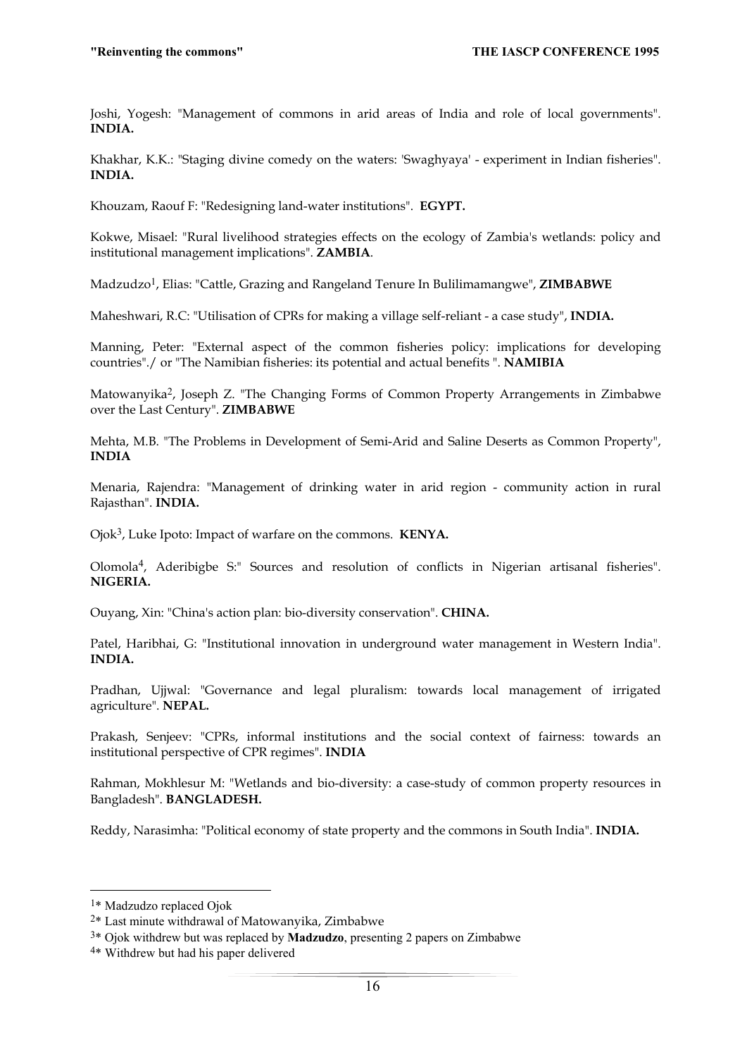Joshi, Yogesh: "Management of commons in arid areas of India and role of local governments". **INDIA.**

Khakhar, K.K.: "Staging divine comedy on the waters: 'Swaghyaya' - experiment in Indian fisheries". **INDIA.**

Khouzam, Raouf F: "Redesigning land-water institutions". **EGYPT.**

Kokwe, Misael: "Rural livelihood strategies effects on the ecology of Zambia's wetlands: policy and institutional management implications". **ZAMBIA**.

Madzudzo[1], Elias: "Cattle, Grazing and Rangeland Tenure In Bulilimamangwe", **ZIMBABWE**

Maheshwari, R.C: "Utilisation of CPRs for making a village self-reliant - a case study", **INDIA.**

Manning, Peter: "External aspect of the common fisheries policy: implications for developing countries"./ or "The Namibian fisheries: its potential and actual benefits ". **NAMIBIA**

Matowanyika[2], Joseph Z. "The Changing Forms of Common Property Arrangements in Zimbabwe over the Last Century". **ZIMBABWE**

Mehta, M.B. "The Problems in Development of Semi-Arid and Saline Deserts as Common Property", **INDIA**

Menaria, Rajendra: "Management of drinking water in arid region - community action in rural Rajasthan". **INDIA.**

Ojok[3], Luke Ipoto: Impact of warfare on the commons. **KENYA.**

Olomola[4], Aderibigbe S:" Sources and resolution of conflicts in Nigerian artisanal fisheries". **NIGERIA.**

Ouyang, Xin: "China's action plan: bio-diversity conservation". **CHINA.**

Patel, Haribhai, G: "Institutional innovation in underground water management in Western India". **INDIA.**

Pradhan, Ujjwal: "Governance and legal pluralism: towards local management of irrigated agriculture". **NEPAL.**

Prakash, Senjeev: "CPRs, informal institutions and the social context of fairness: towards an institutional perspective of CPR regimes". **INDIA**

Rahman, Mokhlesur M: "Wetlands and bio-diversity: a case-study of common property resources in Bangladesh". **BANGLADESH.**

Reddy, Narasimha: "Political economy of state property and the commons in South India". **INDIA.**

---

[1]* Madzudzo replaced Ojok

[2]* Last minute withdrawal of Matowanyika, Zimbabwe

[3]* Ojok withdrew but was replaced by **Madzudzo**, presenting 2 papers on Zimbabwe

[4]* Withdrew but had his paper delivered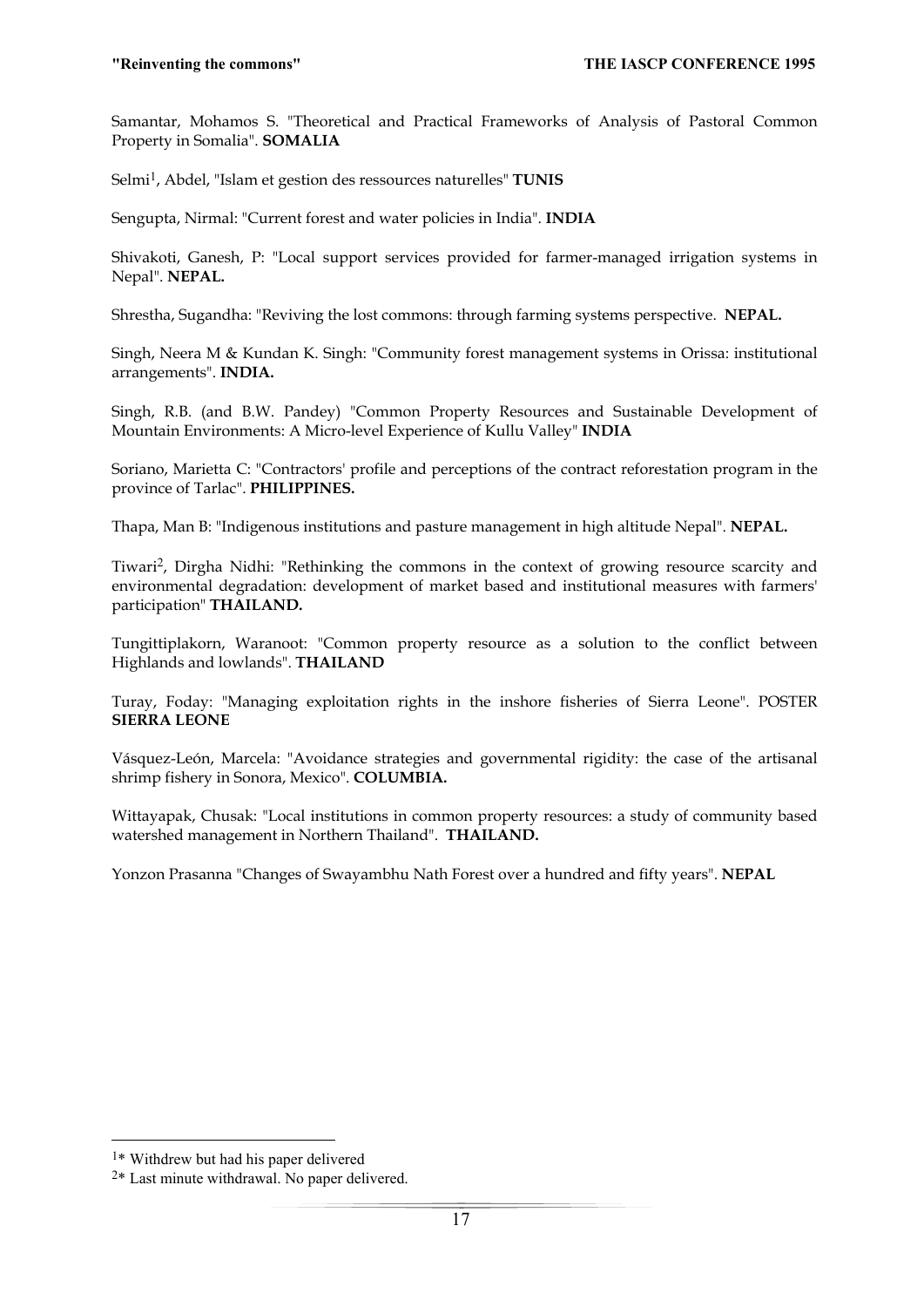Samantar, Mohamos S. "Theoretical and Practical Frameworks of Analysis of Pastoral Common Property in Somalia". **SOMALIA**

Selmi[1], Abdel, "Islam et gestion des ressources naturelles" **TUNIS**

Sengupta, Nirmal: "Current forest and water policies in India". **INDIA**

Shivakoti, Ganesh, P: "Local support services provided for farmer-managed irrigation systems in Nepal". **NEPAL.**

Shrestha, Sugandha: "Reviving the lost commons: through farming systems perspective. **NEPAL.**

Singh, Neera M & Kundan K. Singh: "Community forest management systems in Orissa: institutional arrangements". **INDIA.**

Singh, R.B. (and B.W. Pandey) "Common Property Resources and Sustainable Development of Mountain Environments: A Micro-level Experience of Kullu Valley" **INDIA**

Soriano, Marietta C: "Contractors' profile and perceptions of the contract reforestation program in the province of Tarlac". **PHILIPPINES.**

Thapa, Man B: "Indigenous institutions and pasture management in high altitude Nepal". **NEPAL.**

Tiwari[2], Dirgha Nidhi: "Rethinking the commons in the context of growing resource scarcity and environmental degradation: development of market based and institutional measures with farmers' participation" **THAILAND.**

Tungittiplakorn, Waranoot: "Common property resource as a solution to the conflict between Highlands and lowlands". **THAILAND**

Turay, Foday: "Managing exploitation rights in the inshore fisheries of Sierra Leone". POSTER **SIERRA LEONE**

Vásquez-León, Marcela: "Avoidance strategies and governmental rigidity: the case of the artisanal shrimp fishery in Sonora, Mexico". **COLUMBIA.**

Wittayapak, Chusak: "Local institutions in common property resources: a study of community based watershed management in Northern Thailand". **THAILAND.**

Yonzon Prasanna "Changes of Swayambhu Nath Forest over a hundred and fifty years". **NEPAL**

---

[1]* Withdrew but had his paper delivered

[2]* Last minute withdrawal. No paper delivered.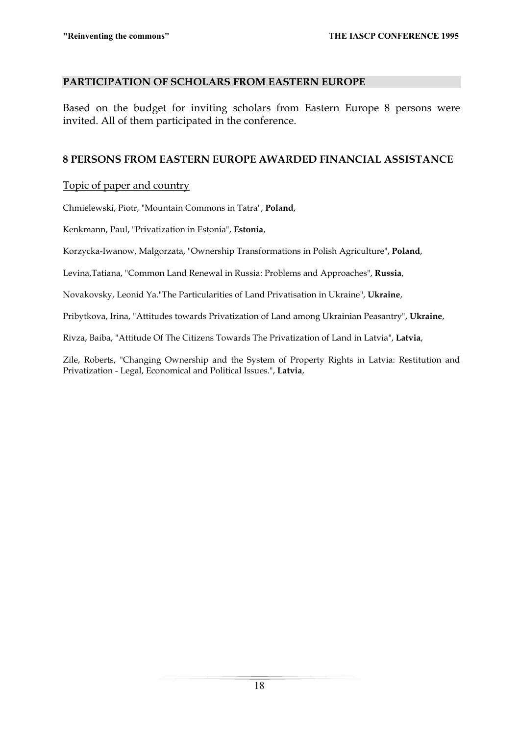## PARTICIPATION OF SCHOLARS FROM EASTERN EUROPE

Based on the budget for inviting scholars from Eastern Europe 8 persons were invited. All of them participated in the conference.

## 8 PERSONS FROM EASTERN EUROPE AWARDED FINANCIAL ASSISTANCE

Topic of paper and country

Chmielewski, Piotr, "Mountain Commons in Tatra", **Poland**,

Kenkmann, Paul, "Privatization in Estonia", **Estonia**,

Korzycka-Iwanow, Malgorzata, "Ownership Transformations in Polish Agriculture", **Poland**,

Levina,Tatiana, "Common Land Renewal in Russia: Problems and Approaches", **Russia**,

Novakovsky, Leonid Ya."The Particularities of Land Privatisation in Ukraine", **Ukraine**,

Pribytkova, Irina, "Attitudes towards Privatization of Land among Ukrainian Peasantry", **Ukraine**,

Rivza, Baiba, "Attitude Of The Citizens Towards The Privatization of Land in Latvia", **Latvia**,

Zile, Roberts, "Changing Ownership and the System of Property Rights in Latvia: Restitution and Privatization - Legal, Economical and Political Issues.", **Latvia**,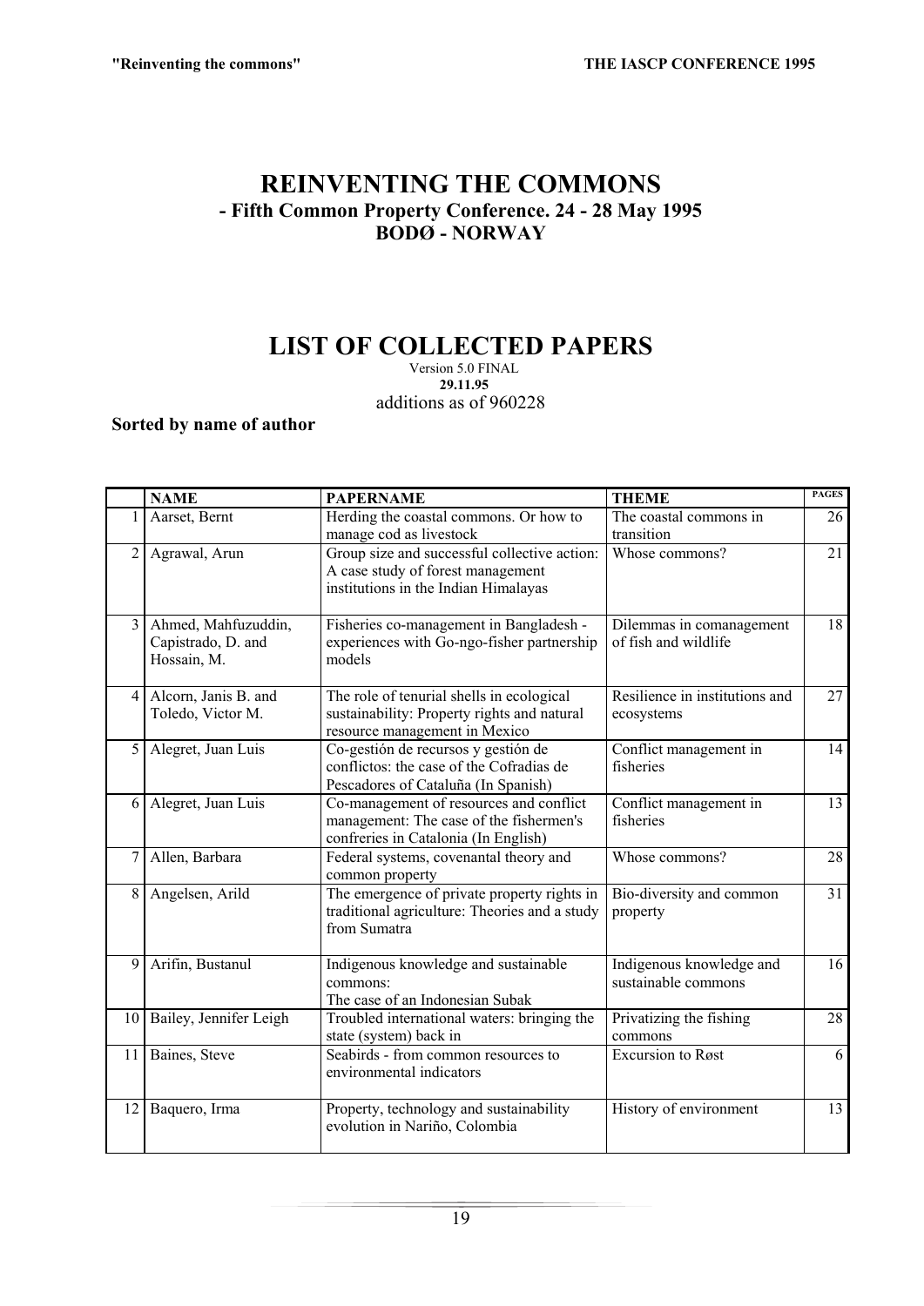# REINVENTING THE COMMONS

## - Fifth Common Property Conference. 24 - 28 May 1995

## BODØ - NORWAY

# LIST OF COLLECTED PAPERS

Version 5.0 FINAL

**29.11.95**

additions as of 960228

**Sorted by name of author**

| | NAME | PAPERNAME | THEME | PAGES |
|---|---|---|---|---|
| 1 | Aarset, Bernt | Herding the coastal commons. Or how to manage cod as livestock | The coastal commons in transition | 26 |
| 2 | Agrawal, Arun | Group size and successful collective action: A case study of forest management institutions in the Indian Himalayas | Whose commons? | 21 |
| 3 | Ahmed, Mahfuzuddin, Capistrado, D. and Hossain, M. | Fisheries co-management in Bangladesh - experiences with Go-ngo-fisher partnership models | Dilemmas in comanagement of fish and wildlife | 18 |
| 4 | Alcorn, Janis B. and Toledo, Victor M. | The role of tenurial shells in ecological sustainability: Property rights and natural resource management in Mexico | Resilience in institutions and ecosystems | 27 |
| 5 | Alegret, Juan Luis | Co-gestión de recursos y gestión de conflictos: the case of the Cofradias de Pescadores of Cataluña (In Spanish) | Conflict management in fisheries | 14 |
| 6 | Alegret, Juan Luis | Co-management of resources and conflict management: The case of the fishermen's confreries in Catalonia (In English) | Conflict management in fisheries | 13 |
| 7 | Allen, Barbara | Federal systems, covenantal theory and common property | Whose commons? | 28 |
| 8 | Angelsen, Arild | The emergence of private property rights in traditional agriculture: Theories and a study from Sumatra | Bio-diversity and common property | 31 |
| 9 | Arifin, Bustanul | Indigenous knowledge and sustainable commons: The case of an Indonesian Subak | Indigenous knowledge and sustainable commons | 16 |
| 10 | Bailey, Jennifer Leigh | Troubled international waters: bringing the state (system) back in | Privatizing the fishing commons | 28 |
| 11 | Baines, Steve | Seabirds - from common resources to environmental indicators | Excursion to Røst | 6 |
| 12 | Baquero, Irma | Property, technology and sustainability evolution in Nariño, Colombia | History of environment | 13 |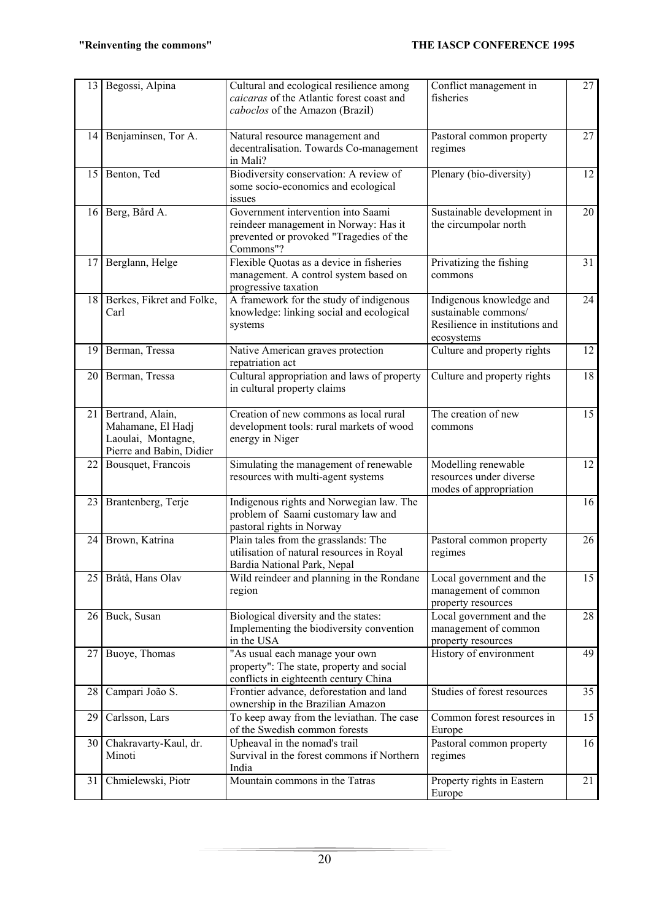| 13 | Begossi, Alpina | Cultural and ecological resilience among *caicaras* of the Atlantic forest coast and *caboclos* of the Amazon (Brazil) | Conflict management in fisheries | 27 |
|---|---|---|---|---|
| 14 | Benjaminsen, Tor A. | Natural resource management and decentralisation. Towards Co-management in Mali? | Pastoral common property regimes | 27 |
| 15 | Benton, Ted | Biodiversity conservation: A review of some socio-economics and ecological issues | Plenary (bio-diversity) | 12 |
| 16 | Berg, Bård A. | Government intervention into Saami reindeer management in Norway: Has it prevented or provoked "Tragedies of the Commons"? | Sustainable development in the circumpolar north | 20 |
| 17 | Berglann, Helge | Flexible Quotas as a device in fisheries management. A control system based on progressive taxation | Privatizing the fishing commons | 31 |
| 18 | Berkes, Fikret and Folke, Carl | A framework for the study of indigenous knowledge: linking social and ecological systems | Indigenous knowledge and sustainable commons/ Resilience in institutions and ecosystems | 24 |
| 19 | Berman, Tressa | Native American graves protection repatriation act | Culture and property rights | 12 |
| 20 | Berman, Tressa | Cultural appropriation and laws of property in cultural property claims | Culture and property rights | 18 |
| 21 | Bertrand, Alain, Mahamane, El Hadj Laoulai, Montagne, Pierre and Babin, Didier | Creation of new commons as local rural development tools: rural markets of wood energy in Niger | The creation of new commons | 15 |
| 22 | Bousquet, Francois | Simulating the management of renewable resources with multi-agent systems | Modelling renewable resources under diverse modes of appropriation | 12 |
| 23 | Brantenberg, Terje | Indigenous rights and Norwegian law. The problem of Saami customary law and pastoral rights in Norway | | 16 |
| 24 | Brown, Katrina | Plain tales from the grasslands: The utilisation of natural resources in Royal Bardia National Park, Nepal | Pastoral common property regimes | 26 |
| 25 | Bråtå, Hans Olav | Wild reindeer and planning in the Rondane region | Local government and the management of common property resources | 15 |
| 26 | Buck, Susan | Biological diversity and the states: Implementing the biodiversity convention in the USA | Local government and the management of common property resources | 28 |
| 27 | Buoye, Thomas | "As usual each manage your own property": The state, property and social conflicts in eighteenth century China | History of environment | 49 |
| 28 | Campari João S. | Frontier advance, deforestation and land ownership in the Brazilian Amazon | Studies of forest resources | 35 |
| 29 | Carlsson, Lars | To keep away from the leviathan. The case of the Swedish common forests | Common forest resources in Europe | 15 |
| 30 | Chakravarty-Kaul, dr. Minoti | Upheaval in the nomad's trail Survival in the forest commons if Northern India | Pastoral common property regimes | 16 |
| 31 | Chmielewski, Piotr | Mountain commons in the Tatras | Property rights in Eastern Europe | 21 |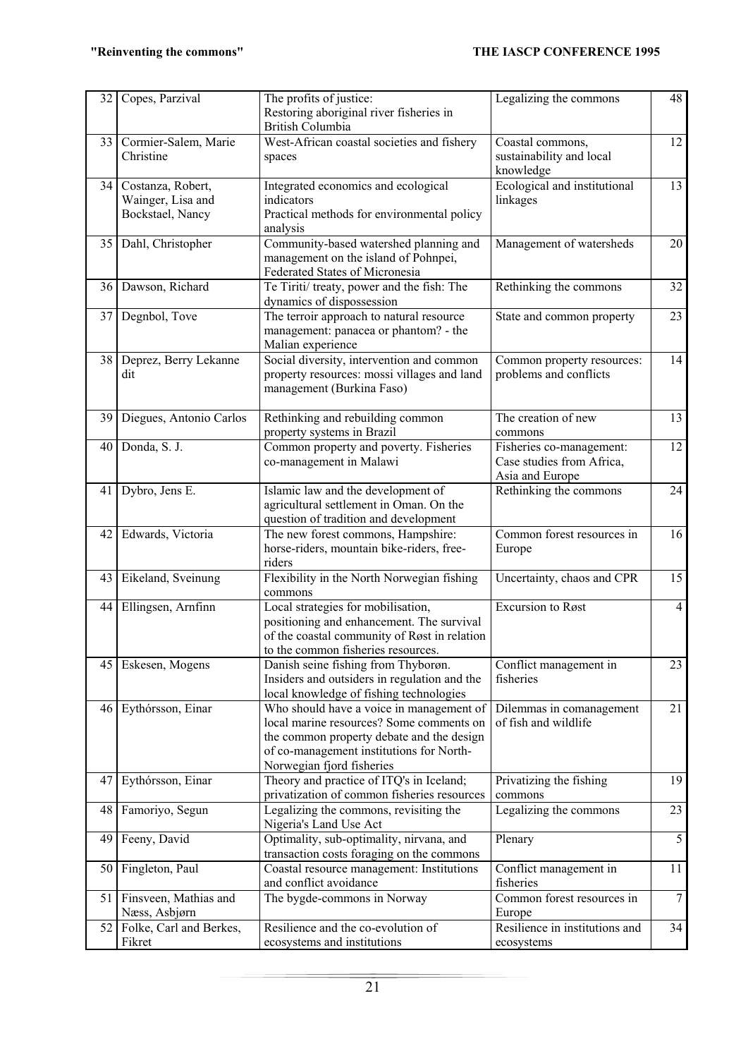| 32 | Copes, Parzival | The profits of justice: Restoring aboriginal river fisheries in British Columbia | Legalizing the commons | 48 |
|---|---|---|---|---|
| 33 | Cormier-Salem, Marie Christine | West-African coastal societies and fishery spaces | Coastal commons, sustainability and local knowledge | 12 |
| 34 | Costanza, Robert, Wainger, Lisa and Bockstael, Nancy | Integrated economics and ecological indicators Practical methods for environmental policy analysis | Ecological and institutional linkages | 13 |
| 35 | Dahl, Christopher | Community-based watershed planning and management on the island of Pohnpei, Federated States of Micronesia | Management of watersheds | 20 |
| 36 | Dawson, Richard | Te Tiriti/ treaty, power and the fish: The dynamics of dispossession | Rethinking the commons | 32 |
| 37 | Degnbol, Tove | The terroir approach to natural resource management: panacea or phantom? - the Malian experience | State and common property | 23 |
| 38 | Deprez, Berry Lekanne dit | Social diversity, intervention and common property resources: mossi villages and land management (Burkina Faso) | Common property resources: problems and conflicts | 14 |
| 39 | Diegues, Antonio Carlos | Rethinking and rebuilding common property systems in Brazil | The creation of new commons | 13 |
| 40 | Donda, S. J. | Common property and poverty. Fisheries co-management in Malawi | Fisheries co-management: Case studies from Africa, Asia and Europe | 12 |
| 41 | Dybro, Jens E. | Islamic law and the development of agricultural settlement in Oman. On the question of tradition and development | Rethinking the commons | 24 |
| 42 | Edwards, Victoria | The new forest commons, Hampshire: horse-riders, mountain bike-riders, free-riders | Common forest resources in Europe | 16 |
| 43 | Eikeland, Sveinung | Flexibility in the North Norwegian fishing commons | Uncertainty, chaos and CPR | 15 |
| 44 | Ellingsen, Arnfinn | Local strategies for mobilisation, positioning and enhancement. The survival of the coastal community of Røst in relation to the common fisheries resources. | Excursion to Røst | 4 |
| 45 | Eskesen, Mogens | Danish seine fishing from Thyborøn. Insiders and outsiders in regulation and the local knowledge of fishing technologies | Conflict management in fisheries | 23 |
| 46 | Eythórsson, Einar | Who should have a voice in management of local marine resources? Some comments on the common property debate and the design of co-management institutions for North-Norwegian fjord fisheries | Dilemmas in comanagement of fish and wildlife | 21 |
| 47 | Eythórsson, Einar | Theory and practice of ITQ's in Iceland; privatization of common fisheries resources | Privatizing the fishing commons | 19 |
| 48 | Famoriyo, Segun | Legalizing the commons, revisiting the Nigeria's Land Use Act | Legalizing the commons | 23 |
| 49 | Feeny, David | Optimality, sub-optimality, nirvana, and transaction costs foraging on the commons | Plenary | 5 |
| 50 | Fingleton, Paul | Coastal resource management: Institutions and conflict avoidance | Conflict management in fisheries | 11 |
| 51 | Finsveen, Mathias and Næss, Asbjørn | The bygde-commons in Norway | Common forest resources in Europe | 7 |
| 52 | Folke, Carl and Berkes, Fikret | Resilience and the co-evolution of ecosystems and institutions | Resilience in institutions and ecosystems | 34 |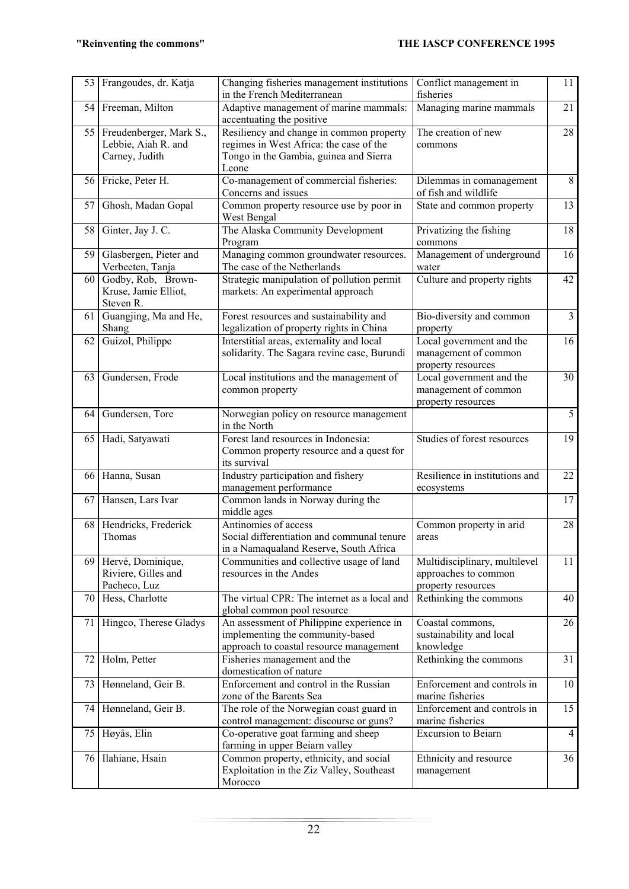| 53 | Frangoudes, dr. Katja | Changing fisheries management institutions in the French Mediterranean | Conflict management in fisheries | 11 |
|---|---|---|---|---|
| 54 | Freeman, Milton | Adaptive management of marine mammals: accentuating the positive | Managing marine mammals | 21 |
| 55 | Freudenberger, Mark S., Lebbie, Aiah R. and Carney, Judith | Resiliency and change in common property regimes in West Africa: the case of the Tongo in the Gambia, guinea and Sierra Leone | The creation of new commons | 28 |
| 56 | Fricke, Peter H. | Co-management of commercial fisheries: Concerns and issues | Dilemmas in comanagement of fish and wildlife | 8 |
| 57 | Ghosh, Madan Gopal | Common property resource use by poor in West Bengal | State and common property | 13 |
| 58 | Ginter, Jay J. C. | The Alaska Community Development Program | Privatizing the fishing commons | 18 |
| 59 | Glasbergen, Pieter and Verbeeten, Tanja | Managing common groundwater resources. The case of the Netherlands | Management of underground water | 16 |
| 60 | Godby, Rob, Brown-Kruse, Jamie Elliot, Steven R. | Strategic manipulation of pollution permit markets: An experimental approach | Culture and property rights | 42 |
| 61 | Guangjing, Ma and He, Shang | Forest resources and sustainability and legalization of property rights in China | Bio-diversity and common property | 3 |
| 62 | Guizol, Philippe | Interstitial areas, externality and local solidarity. The Sagara revine case, Burundi | Local government and the management of common property resources | 16 |
| 63 | Gundersen, Frode | Local institutions and the management of common property | Local government and the management of common property resources | 30 |
| 64 | Gundersen, Tore | Norwegian policy on resource management in the North | | 5 |
| 65 | Hadi, Satyawati | Forest land resources in Indonesia: Common property resource and a quest for its survival | Studies of forest resources | 19 |
| 66 | Hanna, Susan | Industry participation and fishery management performance | Resilience in institutions and ecosystems | 22 |
| 67 | Hansen, Lars Ivar | Common lands in Norway during the middle ages | | 17 |
| 68 | Hendricks, Frederick Thomas | Antinomies of access Social differentiation and communal tenure in a Namaqualand Reserve, South Africa | Common property in arid areas | 28 |
| 69 | Hervé, Dominique, Riviere, Gilles and Pacheco, Luz | Communities and collective usage of land resources in the Andes | Multidisciplinary, multilevel approaches to common property resources | 11 |
| 70 | Hess, Charlotte | The virtual CPR: The internet as a local and global common pool resource | Rethinking the commons | 40 |
| 71 | Hingco, Therese Gladys | An assessment of Philippine experience in implementing the community-based approach to coastal resource management | Coastal commons, sustainability and local knowledge | 26 |
| 72 | Holm, Petter | Fisheries management and the domestication of nature | Rethinking the commons | 31 |
| 73 | Hønneland, Geir B. | Enforcement and control in the Russian zone of the Barents Sea | Enforcement and controls in marine fisheries | 10 |
| 74 | Hønneland, Geir B. | The role of the Norwegian coast guard in control management: discourse or guns? | Enforcement and controls in marine fisheries | 15 |
| 75 | Høyås, Elin | Co-operative goat farming and sheep farming in upper Beiarn valley | Excursion to Beiarn | 4 |
| 76 | Ilahiane, Hsain | Common property, ethnicity, and social Exploitation in the Ziz Valley, Southeast Morocco | Ethnicity and resource management | 36 |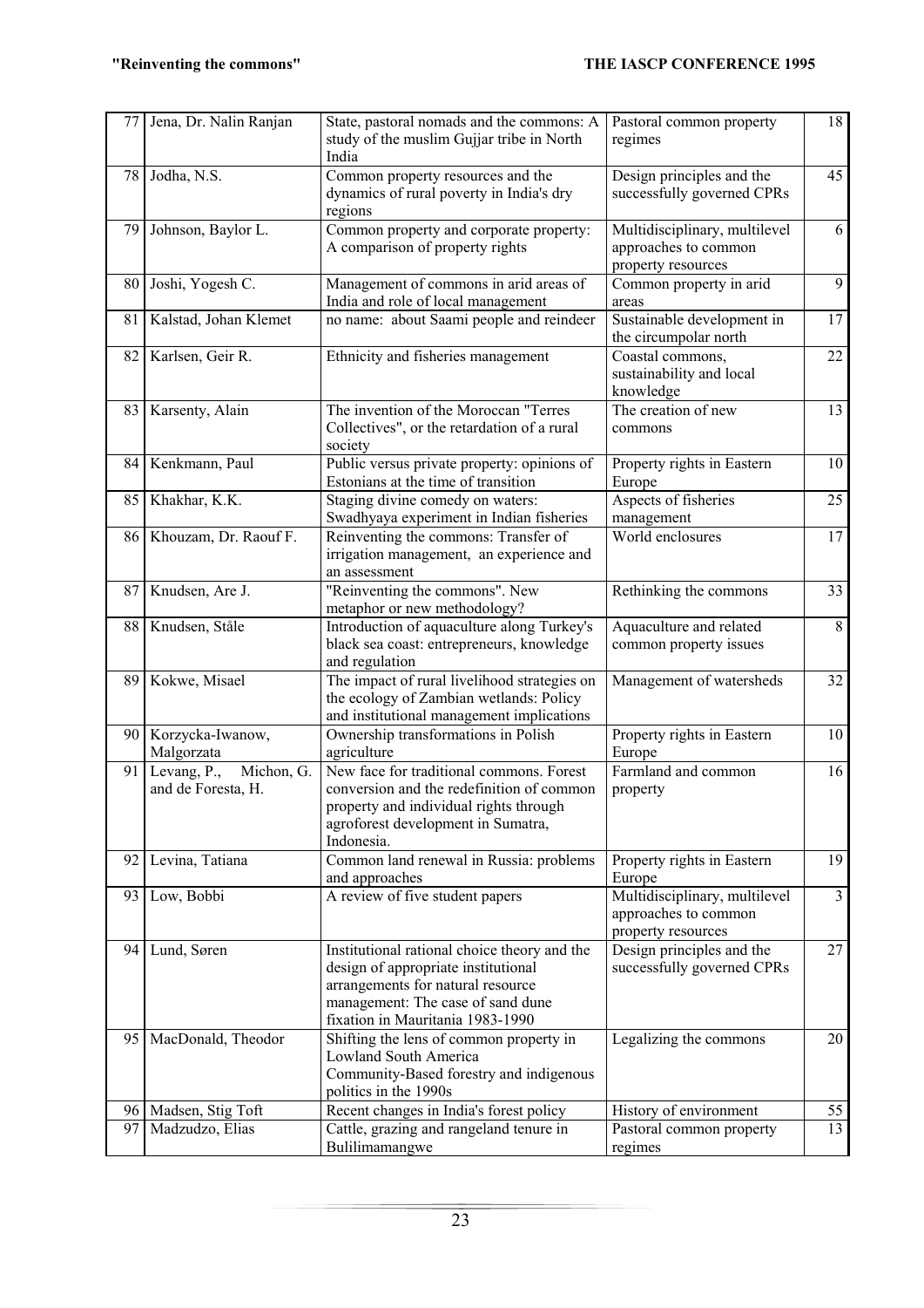| 77 | Jena, Dr. Nalin Ranjan | State, pastoral nomads and the commons: A study of the muslim Gujjar tribe in North India | Pastoral common property regimes | 18 |
|---|---|---|---|---|
| 78 | Jodha, N.S. | Common property resources and the dynamics of rural poverty in India's dry regions | Design principles and the successfully governed CPRs | 45 |
| 79 | Johnson, Baylor L. | Common property and corporate property: A comparison of property rights | Multidisciplinary, multilevel approaches to common property resources | 6 |
| 80 | Joshi, Yogesh C. | Management of commons in arid areas of India and role of local management | Common property in arid areas | 9 |
| 81 | Kalstad, Johan Klemet | no name: about Saami people and reindeer | Sustainable development in the circumpolar north | 17 |
| 82 | Karlsen, Geir R. | Ethnicity and fisheries management | Coastal commons, sustainability and local knowledge | 22 |
| 83 | Karsenty, Alain | The invention of the Moroccan "Terres Collectives", or the retardation of a rural society | The creation of new commons | 13 |
| 84 | Kenkmann, Paul | Public versus private property: opinions of Estonians at the time of transition | Property rights in Eastern Europe | 10 |
| 85 | Khakhar, K.K. | Staging divine comedy on waters: Swadhyaya experiment in Indian fisheries | Aspects of fisheries management | 25 |
| 86 | Khouzam, Dr. Raouf F. | Reinventing the commons: Transfer of irrigation management, an experience and an assessment | World enclosures | 17 |
| 87 | Knudsen, Are J. | "Reinventing the commons". New metaphor or new methodology? | Rethinking the commons | 33 |
| 88 | Knudsen, Ståle | Introduction of aquaculture along Turkey's black sea coast: entrepreneurs, knowledge and regulation | Aquaculture and related common property issues | 8 |
| 89 | Kokwe, Misael | The impact of rural livelihood strategies on the ecology of Zambian wetlands: Policy and institutional management implications | Management of watersheds | 32 |
| 90 | Korzycka-Iwanow, Malgorzata | Ownership transformations in Polish agriculture | Property rights in Eastern Europe | 10 |
| 91 | Levang, P., Michon, G. and de Foresta, H. | New face for traditional commons. Forest conversion and the redefinition of common property and individual rights through agroforest development in Sumatra, Indonesia. | Farmland and common property | 16 |
| 92 | Levina, Tatiana | Common land renewal in Russia: problems and approaches | Property rights in Eastern Europe | 19 |
| 93 | Low, Bobbi | A review of five student papers | Multidisciplinary, multilevel approaches to common property resources | 3 |
| 94 | Lund, Søren | Institutional rational choice theory and the design of appropriate institutional arrangements for natural resource management: The case of sand dune fixation in Mauritania 1983-1990 | Design principles and the successfully governed CPRs | 27 |
| 95 | MacDonald, Theodor | Shifting the lens of common property in Lowland South America Community-Based forestry and indigenous politics in the 1990s | Legalizing the commons | 20 |
| 96 | Madsen, Stig Toft | Recent changes in India's forest policy | History of environment | 55 |
| 97 | Madzudzo, Elias | Cattle, grazing and rangeland tenure in Bulilimamangwe | Pastoral common property regimes | 13 |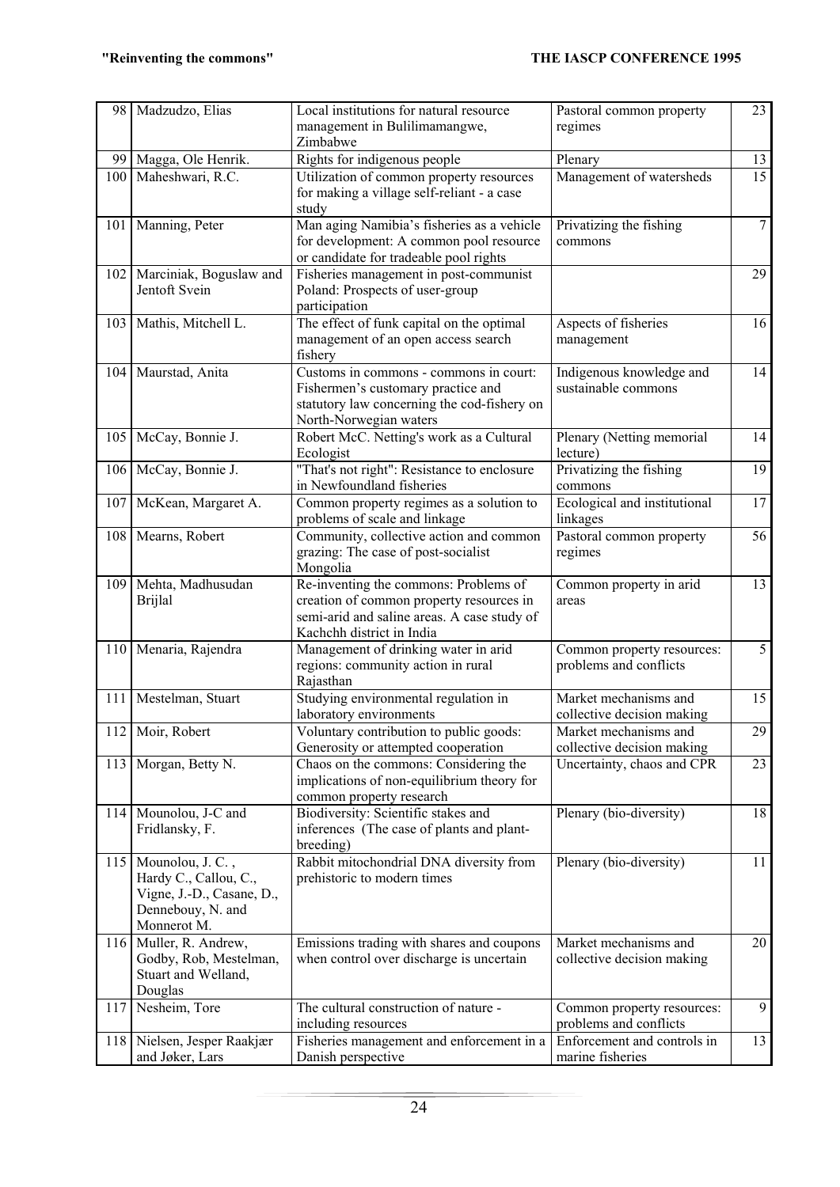| 98 | Madzudzo, Elias | Local institutions for natural resource management in Bulilimamangwe, Zimbabwe | Pastoral common property regimes | 23 |
|---|---|---|---|---|
| 99 | Magga, Ole Henrik. | Rights for indigenous people | Plenary | 13 |
| 100 | Maheshwari, R.C. | Utilization of common property resources for making a village self-reliant - a case study | Management of watersheds | 15 |
| 101 | Manning, Peter | Man aging Namibia's fisheries as a vehicle for development: A common pool resource or candidate for tradeable pool rights | Privatizing the fishing commons | 7 |
| 102 | Marciniak, Boguslaw and Jentoft Svein | Fisheries management in post-communist Poland: Prospects of user-group participation | | 29 |
| 103 | Mathis, Mitchell L. | The effect of funk capital on the optimal management of an open access search fishery | Aspects of fisheries management | 16 |
| 104 | Maurstad, Anita | Customs in commons - commons in court: Fishermen's customary practice and statutory law concerning the cod-fishery on North-Norwegian waters | Indigenous knowledge and sustainable commons | 14 |
| 105 | McCay, Bonnie J. | Robert McC. Netting's work as a Cultural Ecologist | Plenary (Netting memorial lecture) | 14 |
| 106 | McCay, Bonnie J. | "That's not right": Resistance to enclosure in Newfoundland fisheries | Privatizing the fishing commons | 19 |
| 107 | McKean, Margaret A. | Common property regimes as a solution to problems of scale and linkage | Ecological and institutional linkages | 17 |
| 108 | Mearns, Robert | Community, collective action and common grazing: The case of post-socialist Mongolia | Pastoral common property regimes | 56 |
| 109 | Mehta, Madhusudan Brijlal | Re-inventing the commons: Problems of creation of common property resources in semi-arid and saline areas. A case study of Kachchh district in India | Common property in arid areas | 13 |
| 110 | Menaria, Rajendra | Management of drinking water in arid regions: community action in rural Rajasthan | Common property resources: problems and conflicts | 5 |
| 111 | Mestelman, Stuart | Studying environmental regulation in laboratory environments | Market mechanisms and collective decision making | 15 |
| 112 | Moir, Robert | Voluntary contribution to public goods: Generosity or attempted cooperation | Market mechanisms and collective decision making | 29 |
| 113 | Morgan, Betty N. | Chaos on the commons: Considering the implications of non-equilibrium theory for common property research | Uncertainty, chaos and CPR | 23 |
| 114 | Mounolou, J-C and Fridlansky, F. | Biodiversity: Scientific stakes and inferences (The case of plants and plant-breeding) | Plenary (bio-diversity) | 18 |
| 115 | Mounolou, J. C., Hardy C., Callou, C., Vigne, J.-D., Casane, D., Dennebouy, N. and Monnerot M. | Rabbit mitochondrial DNA diversity from prehistoric to modern times | Plenary (bio-diversity) | 11 |
| 116 | Muller, R. Andrew, Godby, Rob, Mestelman, Stuart and Welland, Douglas | Emissions trading with shares and coupons when control over discharge is uncertain | Market mechanisms and collective decision making | 20 |
| 117 | Nesheim, Tore | The cultural construction of nature - including resources | Common property resources: problems and conflicts | 9 |
| 118 | Nielsen, Jesper Raakjær and Jøker, Lars | Fisheries management and enforcement in a Danish perspective | Enforcement and controls in marine fisheries | 13 |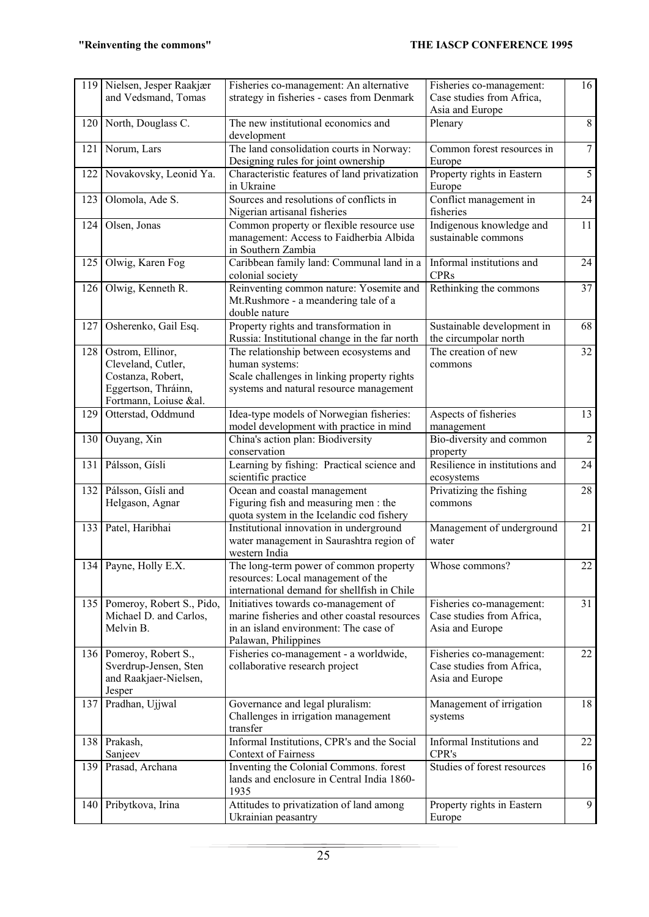| 119 | Nielsen, Jesper Raakjær and Vedsmand, Tomas | Fisheries co-management: An alternative strategy in fisheries - cases from Denmark | Fisheries co-management: Case studies from Africa, Asia and Europe | 16 |
|---|---|---|---|---|
| 120 | North, Douglass C. | The new institutional economics and development | Plenary | 8 |
| 121 | Norum, Lars | The land consolidation courts in Norway: Designing rules for joint ownership | Common forest resources in Europe | 7 |
| 122 | Novakovsky, Leonid Ya. | Characteristic features of land privatization in Ukraine | Property rights in Eastern Europe | 5 |
| 123 | Olomola, Ade S. | Sources and resolutions of conflicts in Nigerian artisanal fisheries | Conflict management in fisheries | 24 |
| 124 | Olsen, Jonas | Common property or flexible resource use management: Access to Faidherbia Albida in Southern Zambia | Indigenous knowledge and sustainable commons | 11 |
| 125 | Olwig, Karen Fog | Caribbean family land: Communal land in a colonial society | Informal institutions and CPRs | 24 |
| 126 | Olwig, Kenneth R. | Reinventing common nature: Yosemite and Mt.Rushmore - a meandering tale of a double nature | Rethinking the commons | 37 |
| 127 | Osherenko, Gail Esq. | Property rights and transformation in Russia: Institutional change in the far north | Sustainable development in the circumpolar north | 68 |
| 128 | Ostrom, Ellinor, Cleveland, Cutler, Costanza, Robert, Eggertson, Thráinn, Fortmann, Loiuse &al. | The relationship between ecosystems and human systems: Scale challenges in linking property rights systems and natural resource management | The creation of new commons | 32 |
| 129 | Otterstad, Oddmund | Idea-type models of Norwegian fisheries: model development with practice in mind | Aspects of fisheries management | 13 |
| 130 | Ouyang, Xin | China's action plan: Biodiversity conservation | Bio-diversity and common property | 2 |
| 131 | Pálsson, Gísli | Learning by fishing: Practical science and scientific practice | Resilience in institutions and ecosystems | 24 |
| 132 | Pálsson, Gísli and Helgason, Agnar | Ocean and coastal management Figuring fish and measuring men : the quota system in the Icelandic cod fishery | Privatizing the fishing commons | 28 |
| 133 | Patel, Haribhai | Institutional innovation in underground water management in Saurashtra region of western India | Management of underground water | 21 |
| 134 | Payne, Holly E.X. | The long-term power of common property resources: Local management of the international demand for shellfish in Chile | Whose commons? | 22 |
| 135 | Pomeroy, Robert S., Pido, Michael D. and Carlos, Melvin B. | Initiatives towards co-management of marine fisheries and other coastal resources in an island environment: The case of Palawan, Philippines | Fisheries co-management: Case studies from Africa, Asia and Europe | 31 |
| 136 | Pomeroy, Robert S., Sverdrup-Jensen, Sten and Raakjaer-Nielsen, Jesper | Fisheries co-management - a worldwide, collaborative research project | Fisheries co-management: Case studies from Africa, Asia and Europe | 22 |
| 137 | Pradhan, Ujjwal | Governance and legal pluralism: Challenges in irrigation management transfer | Management of irrigation systems | 18 |
| 138 | Prakash, Sanjeev | Informal Institutions, CPR's and the Social Context of Fairness | Informal Institutions and CPR's | 22 |
| 139 | Prasad, Archana | Inventing the Colonial Commons. forest lands and enclosure in Central India 1860-1935 | Studies of forest resources | 16 |
| 140 | Pribytkova, Irina | Attitudes to privatization of land among Ukrainian peasantry | Property rights in Eastern Europe | 9 |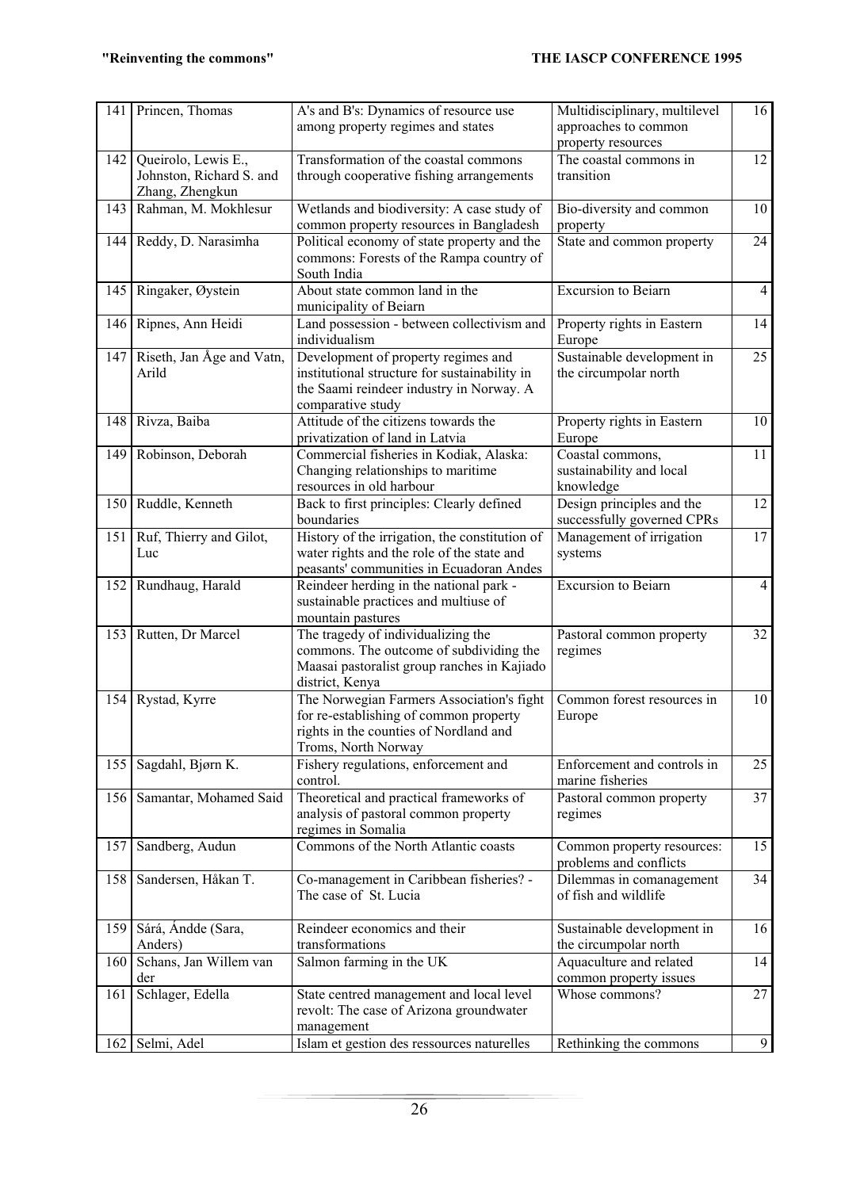| 141 | Princen, Thomas | A's and B's: Dynamics of resource use among property regimes and states | Multidisciplinary, multilevel approaches to common property resources | 16 |
|---|---|---|---|---|
| 142 | Queirolo, Lewis E., Johnston, Richard S. and Zhang, Zhengkun | Transformation of the coastal commons through cooperative fishing arrangements | The coastal commons in transition | 12 |
| 143 | Rahman, M. Mokhlesur | Wetlands and biodiversity: A case study of common property resources in Bangladesh | Bio-diversity and common property | 10 |
| 144 | Reddy, D. Narasimha | Political economy of state property and the commons: Forests of the Rampa country of South India | State and common property | 24 |
| 145 | Ringaker, Øystein | About state common land in the municipality of Beiarn | Excursion to Beiarn | 4 |
| 146 | Ripnes, Ann Heidi | Land possession - between collectivism and individualism | Property rights in Eastern Europe | 14 |
| 147 | Riseth, Jan Åge and Vatn, Arild | Development of property regimes and institutional structure for sustainability in the Saami reindeer industry in Norway. A comparative study | Sustainable development in the circumpolar north | 25 |
| 148 | Rivza, Baiba | Attitude of the citizens towards the privatization of land in Latvia | Property rights in Eastern Europe | 10 |
| 149 | Robinson, Deborah | Commercial fisheries in Kodiak, Alaska: Changing relationships to maritime resources in old harbour | Coastal commons, sustainability and local knowledge | 11 |
| 150 | Ruddle, Kenneth | Back to first principles: Clearly defined boundaries | Design principles and the successfully governed CPRs | 12 |
| 151 | Ruf, Thierry and Gilot, Luc | History of the irrigation, the constitution of water rights and the role of the state and peasants' communities in Ecuadoran Andes | Management of irrigation systems | 17 |
| 152 | Rundhaug, Harald | Reindeer herding in the national park - sustainable practices and multiuse of mountain pastures | Excursion to Beiarn | 4 |
| 153 | Rutten, Dr Marcel | The tragedy of individualizing the commons. The outcome of subdividing the Maasai pastoralist group ranches in Kajiado district, Kenya | Pastoral common property regimes | 32 |
| 154 | Rystad, Kyrre | The Norwegian Farmers Association's fight for re-establishing of common property rights in the counties of Nordland and Troms, North Norway | Common forest resources in Europe | 10 |
| 155 | Sagdahl, Bjørn K. | Fishery regulations, enforcement and control. | Enforcement and controls in marine fisheries | 25 |
| 156 | Samantar, Mohamed Said | Theoretical and practical frameworks of analysis of pastoral common property regimes in Somalia | Pastoral common property regimes | 37 |
| 157 | Sandberg, Audun | Commons of the North Atlantic coasts | Common property resources: problems and conflicts | 15 |
| 158 | Sandersen, Håkan T. | Co-management in Caribbean fisheries? - The case of St. Lucia | Dilemmas in comanagement of fish and wildlife | 34 |
| 159 | Sárá, Ándde (Sara, Anders) | Reindeer economics and their transformations | Sustainable development in the circumpolar north | 16 |
| 160 | Schans, Jan Willem van der | Salmon farming in the UK | Aquaculture and related common property issues | 14 |
| 161 | Schlager, Edella | State centred management and local level revolt: The case of Arizona groundwater management | Whose commons? | 27 |
| 162 | Selmi, Adel | Islam et gestion des ressources naturelles | Rethinking the commons | 9 |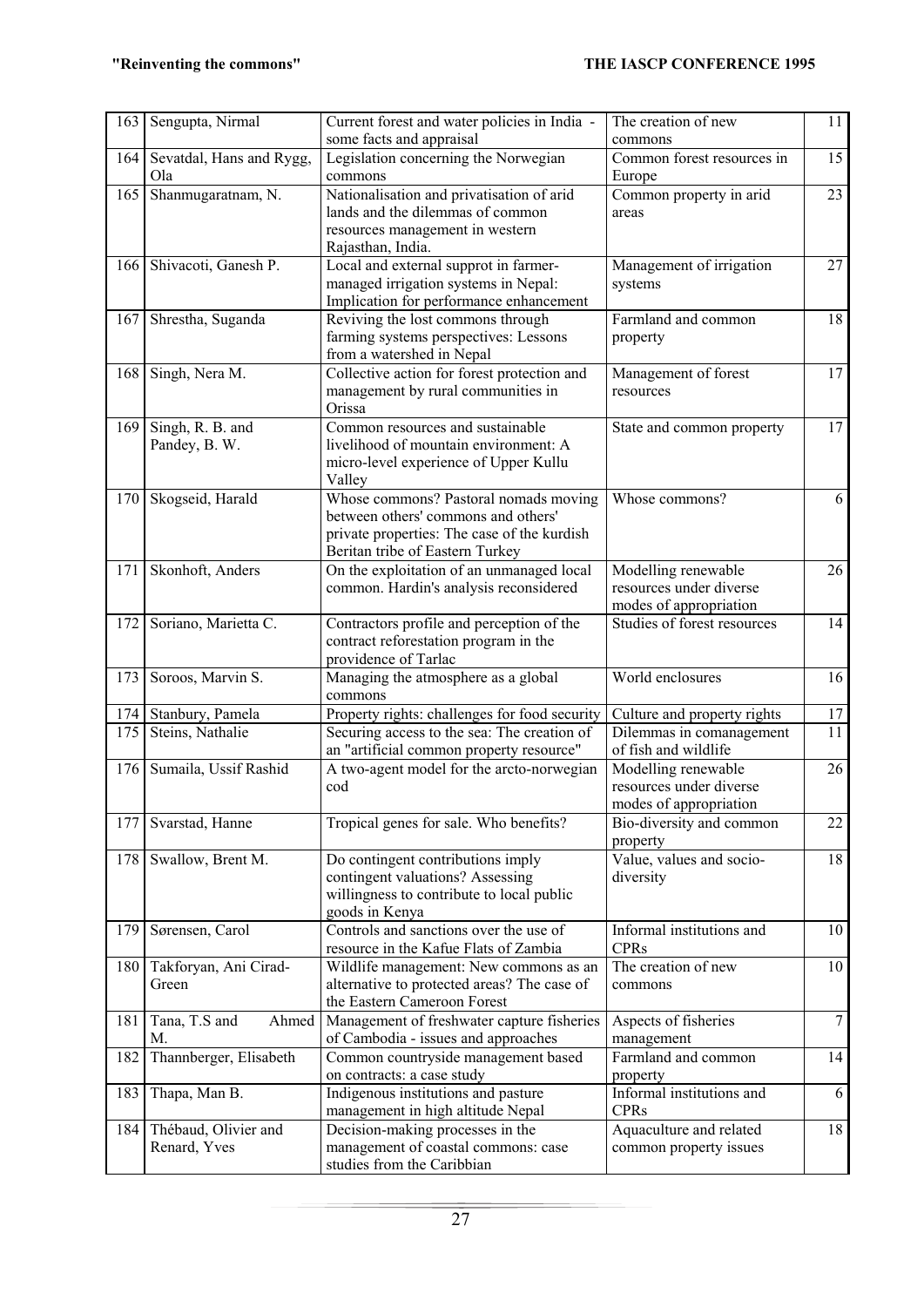| | | | | |
|---|---|---|---|---|
| 163 | Sengupta, Nirmal | Current forest and water policies in India - some facts and appraisal | The creation of new commons | 11 |
| 164 | Sevatdal, Hans and Rygg, Ola | Legislation concerning the Norwegian commons | Common forest resources in Europe | 15 |
| 165 | Shanmugaratnam, N. | Nationalisation and privatisation of arid lands and the dilemmas of common resources management in western Rajasthan, India. | Common property in arid areas | 23 |
| 166 | Shivacoti, Ganesh P. | Local and external supprot in farmer-managed irrigation systems in Nepal: Implication for performance enhancement | Management of irrigation systems | 27 |
| 167 | Shrestha, Suganda | Reviving the lost commons through farming systems perspectives: Lessons from a watershed in Nepal | Farmland and common property | 18 |
| 168 | Singh, Nera M. | Collective action for forest protection and management by rural communities in Orissa | Management of forest resources | 17 |
| 169 | Singh, R. B. and Pandey, B. W. | Common resources and sustainable livelihood of mountain environment: A micro-level experience of Upper Kullu Valley | State and common property | 17 |
| 170 | Skogseid, Harald | Whose commons? Pastoral nomads moving between others' commons and others' private properties: The case of the kurdish Beritan tribe of Eastern Turkey | Whose commons? | 6 |
| 171 | Skonhoft, Anders | On the exploitation of an unmanaged local common. Hardin's analysis reconsidered | Modelling renewable resources under diverse modes of appropriation | 26 |
| 172 | Soriano, Marietta C. | Contractors profile and perception of the contract reforestation program in the providence of Tarlac | Studies of forest resources | 14 |
| 173 | Soroos, Marvin S. | Managing the atmosphere as a global commons | World enclosures | 16 |
| 174 | Stanbury, Pamela | Property rights: challenges for food security | Culture and property rights | 17 |
| 175 | Steins, Nathalie | Securing access to the sea: The creation of an "artificial common property resource" | Dilemmas in comanagement of fish and wildlife | 11 |
| 176 | Sumaila, Ussif Rashid | A two-agent model for the arcto-norwegian cod | Modelling renewable resources under diverse modes of appropriation | 26 |
| 177 | Svarstad, Hanne | Tropical genes for sale. Who benefits? | Bio-diversity and common property | 22 |
| 178 | Swallow, Brent M. | Do contingent contributions imply contingent valuations? Assessing willingness to contribute to local public goods in Kenya | Value, values and socio-diversity | 18 |
| 179 | Sørensen, Carol | Controls and sanctions over the use of resource in the Kafue Flats of Zambia | Informal institutions and CPRs | 10 |
| 180 | Takforyan, Ani Cirad-Green | Wildlife management: New commons as an alternative to protected areas? The case of the Eastern Cameroon Forest | The creation of new commons | 10 |
| 181 | Tana, T.S and Ahmed M. | Management of freshwater capture fisheries of Cambodia - issues and approaches | Aspects of fisheries management | 7 |
| 182 | Thannberger, Elisabeth | Common countryside management based on contracts: a case study | Farmland and common property | 14 |
| 183 | Thapa, Man B. | Indigenous institutions and pasture management in high altitude Nepal | Informal institutions and CPRs | 6 |
| 184 | Thébaud, Olivier and Renard, Yves | Decision-making processes in the management of coastal commons: case studies from the Caribbian | Aquaculture and related common property issues | 18 |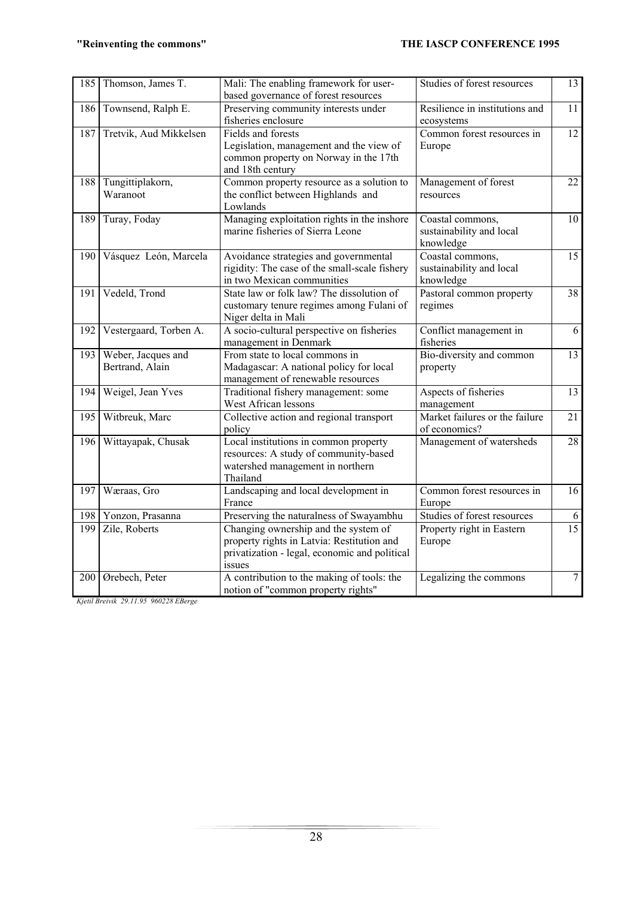| 185 | Thomson, James T. | Mali: The enabling framework for user-based governance of forest resources | Studies of forest resources | 13 |
|---|---|---|---|---|
| 186 | Townsend, Ralph E. | Preserving community interests under fisheries enclosure | Resilience in institutions and ecosystems | 11 |
| 187 | Tretvik, Aud Mikkelsen | Fields and forests Legislation, management and the view of common property on Norway in the 17th and 18th century | Common forest resources in Europe | 12 |
| 188 | Tungittiplakorn, Waranoot | Common property resource as a solution to the conflict between Highlands and Lowlands | Management of forest resources | 22 |
| 189 | Turay, Foday | Managing exploitation rights in the inshore marine fisheries of Sierra Leone | Coastal commons, sustainability and local knowledge | 10 |
| 190 | Vásquez León, Marcela | Avoidance strategies and governmental rigidity: The case of the small-scale fishery in two Mexican communities | Coastal commons, sustainability and local knowledge | 15 |
| 191 | Vedeld, Trond | State law or folk law? The dissolution of customary tenure regimes among Fulani of Niger delta in Mali | Pastoral common property regimes | 38 |
| 192 | Vestergaard, Torben A. | A socio-cultural perspective on fisheries management in Denmark | Conflict management in fisheries | 6 |
| 193 | Weber, Jacques and Bertrand, Alain | From state to local commons in Madagascar: A national policy for local management of renewable resources | Bio-diversity and common property | 13 |
| 194 | Weigel, Jean Yves | Traditional fishery management: some West African lessons | Aspects of fisheries management | 13 |
| 195 | Witbreuk, Marc | Collective action and regional transport policy | Market failures or the failure of economics? | 21 |
| 196 | Wittayapak, Chusak | Local institutions in common property resources: A study of community-based watershed management in northern Thailand | Management of watersheds | 28 |
| 197 | Wæraas, Gro | Landscaping and local development in France | Common forest resources in Europe | 16 |
| 198 | Yonzon, Prasanna | Preserving the naturalness of Swayambhu | Studies of forest resources | 6 |
| 199 | Zile, Roberts | Changing ownership and the system of property rights in Latvia: Restitution and privatization - legal, economic and political issues | Property right in Eastern Europe | 15 |
| 200 | Ørebech, Peter | A contribution to the making of tools: the notion of "common property rights" | Legalizing the commons | 7 |

*Kjetil Breivik 29.11.95 960228 EBerge*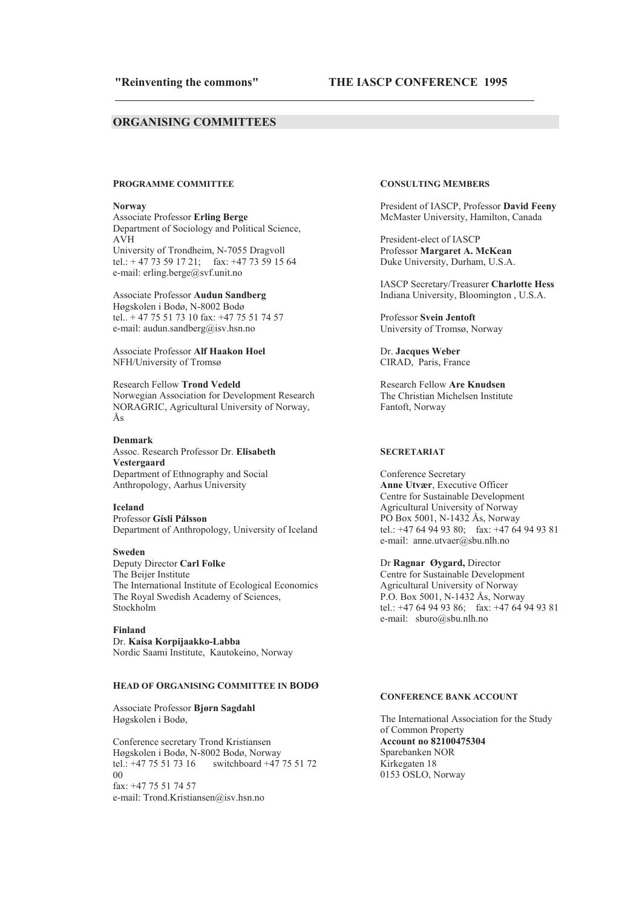## ORGANISING COMMITTEES

### PROGRAMME COMMITTEE

**Norway**

Associate Professor **Erling Berge**
Department of Sociology and Political Science, AVH
University of Trondheim, N-7055 Dragvoll
tel.: + 47 73 59 17 21; fax: +47 73 59 15 64
e-mail: erling.berge@svf.unit.no

Associate Professor **Audun Sandberg**
Høgskolen i Bodø, N-8002 Bodø
tel.. + 47 75 51 73 10 fax: +47 75 51 74 57
e-mail: audun.sandberg@isv.hsn.no

Associate Professor **Alf Haakon Hoel**
NFH/University of Tromsø

Research Fellow **Trond Vedeld**
Norwegian Association for Development Research
NORAGRIC, Agricultural University of Norway, Ås

**Denmark**

Assoc. Research Professor Dr. **Elisabeth Vestergaard**
Department of Ethnography and Social Anthropology, Aarhus University

**Iceland**

Professor **Gísli Pálsson**
Department of Anthropology, University of Iceland

**Sweden**

Deputy Director **Carl Folke**
The Beijer Institute
The International Institute of Ecological Economics
The Royal Swedish Academy of Sciences, Stockholm

**Finland**

Dr. **Kaisa Korpijaakko-Labba**
Nordic Saami Institute, Kautokeino, Norway

### HEAD OF ORGANISING COMMITTEE IN BODØ

Associate Professor **Bjørn Sagdahl**
Høgskolen i Bodø,

Conference secretary Trond Kristiansen
Høgskolen i Bodø, N-8002 Bodø, Norway
tel.: +47 75 51 73 16 switchboard +47 75 51 72 00
fax: +47 75 51 74 57
e-mail: Trond.Kristiansen@isv.hsn.no

### CONSULTING MEMBERS

President of IASCP, Professor **David Feeny**
McMaster University, Hamilton, Canada

President-elect of IASCP
Professor **Margaret A. McKean**
Duke University, Durham, U.S.A.

IASCP Secretary/Treasurer **Charlotte Hess**
Indiana University, Bloomington , U.S.A.

Professor **Svein Jentoft**
University of Tromsø, Norway

Dr. **Jacques Weber**
CIRAD, Paris, France

Research Fellow **Are Knudsen**
The Christian Michelsen Institute
Fantoft, Norway

### SECRETARIAT

Conference Secretary
**Anne Utvær**, Executive Officer
Centre for Sustainable Development
Agricultural University of Norway
PO Box 5001, N-1432 Ås, Norway
tel.: +47 64 94 93 80; fax: +47 64 94 93 81
e-mail: anne.utvaer@sbu.nlh.no

Dr **Ragnar Øygard,** Director
Centre for Sustainable Development
Agricultural University of Norway
P.O. Box 5001, N-1432 Ås, Norway
tel.: +47 64 94 93 86; fax: +47 64 94 93 81
e-mail: sburo@sbu.nlh.no

### CONFERENCE BANK ACCOUNT

The International Association for the Study of Common Property
**Account no 82100475304**
Sparebanken NOR
Kirkegaten 18
0153 OSLO, Norway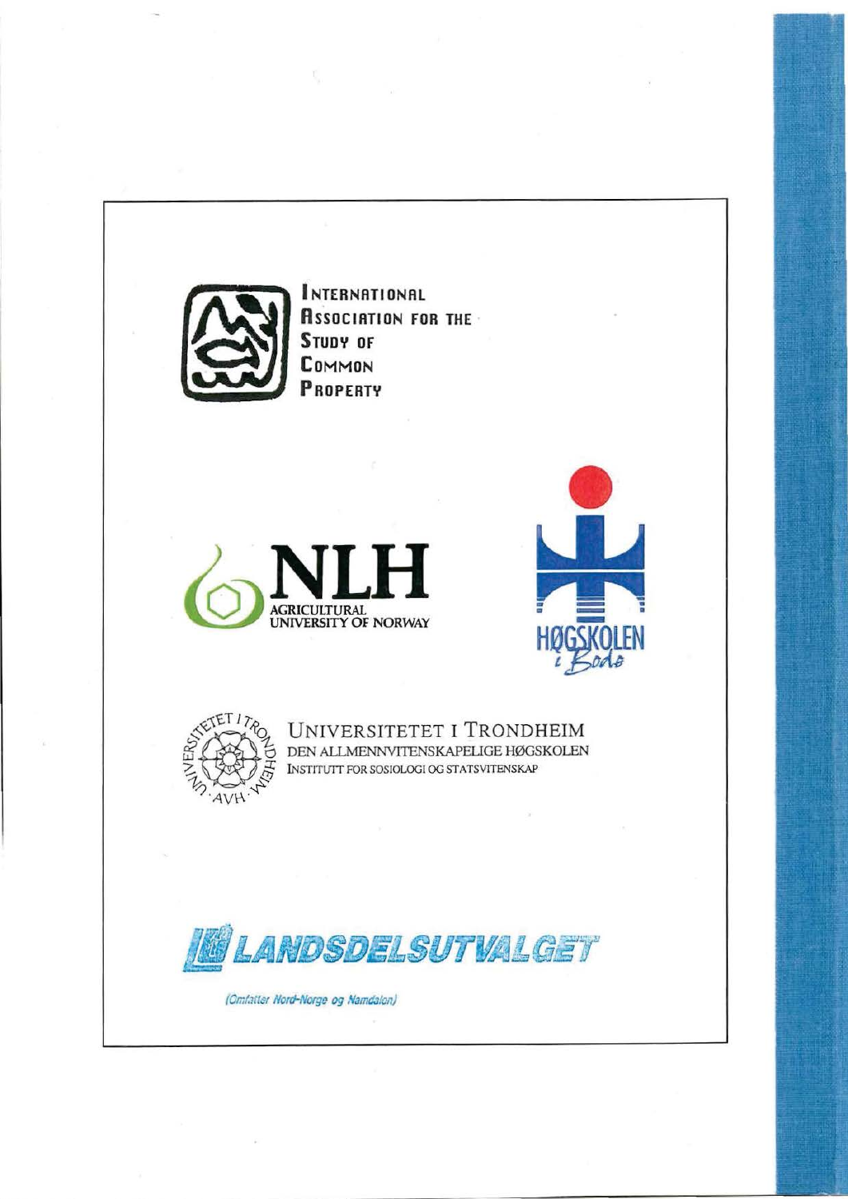INTERNATIONAL ASSOCIATION FOR THE STUDY OF COMMON PROPERTY

NLH
AGRICULTURAL UNIVERSITY OF NORWAY

HØGSKOLEN i Bodø

UNIVERSITETET I TRONDHEIM
DEN ALLMENNVITENSKAPELIGE HØGSKOLEN
INSTITUTT FOR SOSIOLOGI OG STATSVITENSKAP

LANDSDELSUTVALGET

(Omfatter Nord-Norge og Namdalen)